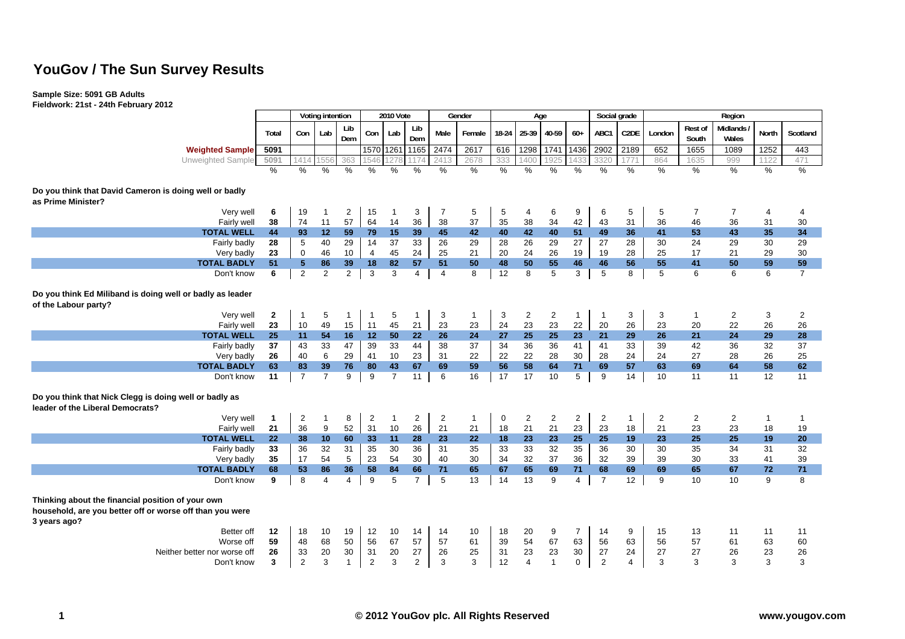# YouGov / The Sun Survey Results

**Sample Size: 5091 GB Adults**
**Fieldwork: 21st - 24th February 2012**

| | | Voting intention | | | 2010 Vote | | | Gender | | Age | | | | Social grade | | Region | | | | |
|---|---|---|---|---|---|---|---|---|---|---|---|---|---|---|---|---|---|---|---|---|
| | Total | Con | Lab | Lib Dem | Con | Lab | Lib Dem | Male | Female | 18-24 | 25-39 | 40-59 | 60+ | ABC1 | C2DE | London | Rest of South | Midlands / Wales | North | Scotland |
| Weighted Sample | 5091 | | | | 1570 | 1261 | 1165 | 2474 | 2617 | 616 | 1298 | 1741 | 1436 | 2902 | 2189 | 652 | 1655 | 1089 | 1252 | 443 |
| Unweighted Sample | 5091 | 1414 | 1556 | 363 | 1546 | 1278 | 1174 | 2413 | 2678 | 333 | 1400 | 1925 | 1433 | 3320 | 1771 | 864 | 1635 | 999 | 1122 | 471 |
| | % | % | % | % | % | % | % | % | % | % | % | % | % | % | % | % | % | % | % | % |
| **Do you think that David Cameron is doing well or badly as Prime Minister?** | | | | | | | | | | | | | | | | | | | | |
| Very well | 6 | 19 | 1 | 2 | 15 | 1 | 3 | 7 | 5 | 5 | 4 | 6 | 9 | 6 | 5 | 5 | 7 | 7 | 4 | 4 |
| Fairly well | 38 | 74 | 11 | 57 | 64 | 14 | 36 | 38 | 37 | 35 | 38 | 34 | 42 | 43 | 31 | 36 | 46 | 36 | 31 | 30 |
| **TOTAL WELL** | **44** | **93** | **12** | **59** | **79** | **15** | **39** | **45** | **42** | **40** | **42** | **40** | **51** | **49** | **36** | **41** | **53** | **43** | **35** | **34** |
| Fairly badly | 28 | 5 | 40 | 29 | 14 | 37 | 33 | 26 | 29 | 28 | 26 | 29 | 27 | 27 | 28 | 30 | 24 | 29 | 30 | 29 |
| Very badly | 23 | 0 | 46 | 10 | 4 | 45 | 24 | 25 | 21 | 20 | 24 | 26 | 19 | 19 | 28 | 25 | 17 | 21 | 29 | 30 |
| **TOTAL BADLY** | **51** | **5** | **86** | **39** | **18** | **82** | **57** | **51** | **50** | **48** | **50** | **55** | **46** | **46** | **56** | **55** | **41** | **50** | **59** | **59** |
| Don't know | 6 | 2 | 2 | 2 | 3 | 3 | 4 | 4 | 8 | 12 | 8 | 5 | 3 | 5 | 8 | 5 | 6 | 6 | 6 | 7 |
| **Do you think Ed Miliband is doing well or badly as leader of the Labour party?** | | | | | | | | | | | | | | | | | | | | |
| Very well | 2 | 1 | 5 | 1 | 1 | 5 | 1 | 3 | 1 | 3 | 2 | 2 | 1 | 1 | 3 | 3 | 1 | 2 | 3 | 2 |
| Fairly well | 23 | 10 | 49 | 15 | 11 | 45 | 21 | 23 | 23 | 24 | 23 | 23 | 22 | 20 | 26 | 23 | 20 | 22 | 26 | 26 |
| **TOTAL WELL** | **25** | **11** | **54** | **16** | **12** | **50** | **22** | **26** | **24** | **27** | **25** | **25** | **23** | **21** | **29** | **26** | **21** | **24** | **29** | **28** |
| Fairly badly | 37 | 43 | 33 | 47 | 39 | 33 | 44 | 38 | 37 | 34 | 36 | 36 | 41 | 41 | 33 | 39 | 42 | 36 | 32 | 37 |
| Very badly | 26 | 40 | 6 | 29 | 41 | 10 | 23 | 31 | 22 | 22 | 22 | 28 | 30 | 28 | 24 | 24 | 27 | 28 | 26 | 25 |
| **TOTAL BADLY** | **63** | **83** | **39** | **76** | **80** | **43** | **67** | **69** | **59** | **56** | **58** | **64** | **71** | **69** | **57** | **63** | **69** | **64** | **58** | **62** |
| Don't know | 11 | 7 | 7 | 9 | 9 | 7 | 11 | 6 | 16 | 17 | 17 | 10 | 5 | 9 | 14 | 10 | 11 | 11 | 12 | 11 |
| **Do you think that Nick Clegg is doing well or badly as leader of the Liberal Democrats?** | | | | | | | | | | | | | | | | | | | | |
| Very well | 1 | 2 | 1 | 8 | 2 | 1 | 2 | 2 | 1 | 0 | 2 | 2 | 2 | 2 | 1 | 2 | 2 | 2 | 1 | 1 |
| Fairly well | 21 | 36 | 9 | 52 | 31 | 10 | 26 | 21 | 21 | 18 | 21 | 21 | 23 | 23 | 18 | 21 | 23 | 23 | 18 | 19 |
| **TOTAL WELL** | **22** | **38** | **10** | **60** | **33** | **11** | **28** | **23** | **22** | **18** | **23** | **23** | **25** | **25** | **19** | **23** | **25** | **25** | **19** | **20** |
| Fairly badly | 33 | 36 | 32 | 31 | 35 | 30 | 36 | 31 | 35 | 33 | 33 | 32 | 35 | 36 | 30 | 30 | 35 | 34 | 31 | 32 |
| Very badly | 35 | 17 | 54 | 5 | 23 | 54 | 30 | 40 | 30 | 34 | 32 | 37 | 36 | 32 | 39 | 39 | 30 | 33 | 41 | 39 |
| **TOTAL BADLY** | **68** | **53** | **86** | **36** | **58** | **84** | **66** | **71** | **65** | **67** | **65** | **69** | **71** | **68** | **69** | **69** | **65** | **67** | **72** | **71** |
| Don't know | 9 | 8 | 4 | 4 | 9 | 5 | 7 | 5 | 13 | 14 | 13 | 9 | 4 | 7 | 12 | 9 | 10 | 10 | 9 | 8 |
| **Thinking about the financial position of your own household, are you better off or worse off than you were 3 years ago?** | | | | | | | | | | | | | | | | | | | | |
| Better off | 12 | 18 | 10 | 19 | 12 | 10 | 14 | 14 | 10 | 18 | 20 | 9 | 7 | 14 | 9 | 15 | 13 | 11 | 11 | 11 |
| Worse off | 59 | 48 | 68 | 50 | 56 | 67 | 57 | 57 | 61 | 39 | 54 | 67 | 63 | 56 | 63 | 56 | 57 | 61 | 63 | 60 |
| Neither better nor worse off | 26 | 33 | 20 | 30 | 31 | 20 | 27 | 26 | 25 | 31 | 23 | 23 | 30 | 27 | 24 | 27 | 27 | 26 | 23 | 26 |
| Don't know | 3 | 2 | 3 | 1 | 2 | 3 | 2 | 3 | 3 | 12 | 4 | 1 | 0 | 2 | 4 | 3 | 3 | 3 | 3 | 3 |

© 2012 YouGov plc. All Rights Reserved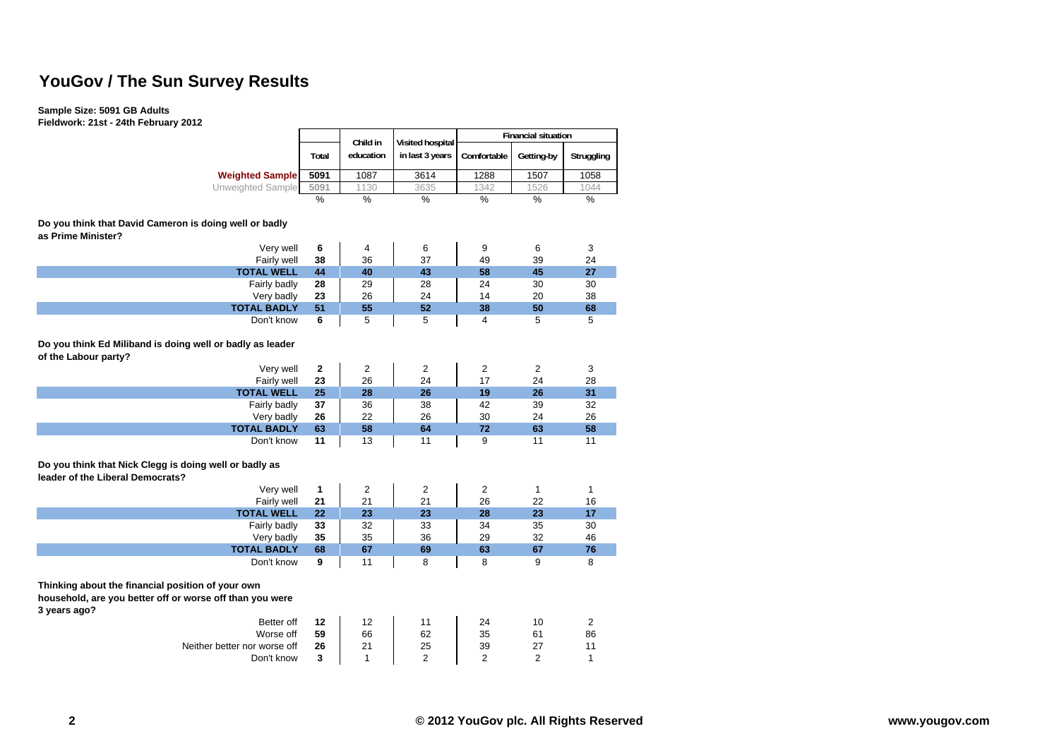# YouGov / The Sun Survey Results

**Sample Size: 5091 GB Adults**
**Fieldwork: 21st - 24th February 2012**

| | Total | Child in education | Visited hospital in last 3 years | Financial situation | | |
|---|---|---|---|---|---|---|
| | | | | Comfortable | Getting-by | Struggling |
| Weighted Sample | 5091 | 1087 | 3614 | 1288 | 1507 | 1058 |
| Unweighted Sample | 5091 | 1130 | 3635 | 1342 | 1526 | 1044 |
| | % | % | % | % | % | % |
| **Do you think that David Cameron is doing well or badly as Prime Minister?** | | | | | | |
| Very well | 6 | 4 | 6 | 9 | 6 | 3 |
| Fairly well | 38 | 36 | 37 | 49 | 39 | 24 |
| TOTAL WELL | 44 | 40 | 43 | 58 | 45 | 27 |
| Fairly badly | 28 | 29 | 28 | 24 | 30 | 30 |
| Very badly | 23 | 26 | 24 | 14 | 20 | 38 |
| TOTAL BADLY | 51 | 55 | 52 | 38 | 50 | 68 |
| Don't know | 6 | 5 | 5 | 4 | 5 | 5 |
| **Do you think Ed Miliband is doing well or badly as leader of the Labour party?** | | | | | | |
| Very well | 2 | 2 | 2 | 2 | 2 | 3 |
| Fairly well | 23 | 26 | 24 | 17 | 24 | 28 |
| TOTAL WELL | 25 | 28 | 26 | 19 | 26 | 31 |
| Fairly badly | 37 | 36 | 38 | 42 | 39 | 32 |
| Very badly | 26 | 22 | 26 | 30 | 24 | 26 |
| TOTAL BADLY | 63 | 58 | 64 | 72 | 63 | 58 |
| Don't know | 11 | 13 | 11 | 9 | 11 | 11 |
| **Do you think that Nick Clegg is doing well or badly as leader of the Liberal Democrats?** | | | | | | |
| Very well | 1 | 2 | 2 | 2 | 1 | 1 |
| Fairly well | 21 | 21 | 21 | 26 | 22 | 16 |
| TOTAL WELL | 22 | 23 | 23 | 28 | 23 | 17 |
| Fairly badly | 33 | 32 | 33 | 34 | 35 | 30 |
| Very badly | 35 | 35 | 36 | 29 | 32 | 46 |
| TOTAL BADLY | 68 | 67 | 69 | 63 | 67 | 76 |
| Don't know | 9 | 11 | 8 | 8 | 9 | 8 |
| **Thinking about the financial position of your own household, are you better off or worse off than you were 3 years ago?** | | | | | | |
| Better off | 12 | 12 | 11 | 24 | 10 | 2 |
| Worse off | 59 | 66 | 62 | 35 | 61 | 86 |
| Neither better nor worse off | 26 | 21 | 25 | 39 | 27 | 11 |
| Don't know | 3 | 1 | 2 | 2 | 2 | 1 |

© 2012 YouGov plc. All Rights Reserved www.yougov.com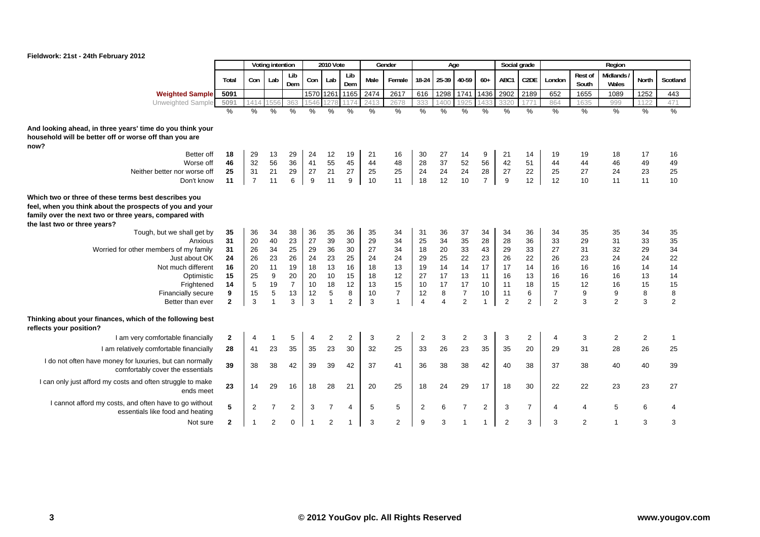Fieldwork: 21st - 24th February 2012

| | | Voting intention | | | 2010 Vote | | | Gender | | Age | | | | Social grade | | Region | | | | |
|---|---|---|---|---|---|---|---|---|---|---|---|---|---|---|---|---|---|---|---|---|
| | Total | Con | Lab | Lib Dem | Con | Lab | Lib Dem | Male | Female | 18-24 | 25-39 | 40-59 | 60+ | ABC1 | C2DE | London | Rest of South | Midlands / Wales | North | Scotland |
| **Weighted Sample** | 5091 | | | | 1570 | 1261 | 1165 | 2474 | 2617 | 616 | 1298 | 1741 | 1436 | 2902 | 2189 | 652 | 1655 | 1089 | 1252 | 443 |
| Unweighted Sample | 5091 | 1414 | 1556 | 363 | 1546 | 1278 | 1174 | 2413 | 2678 | 333 | 1400 | 1925 | 1433 | 3320 | 1771 | 864 | 1635 | 999 | 1122 | 471 |
| | % | % | % | % | % | % | % | % | % | % | % | % | % | % | % | % | % | % | % | % |
| **And looking ahead, in three years' time do you think your household will be better off or worse off than you are now?** | | | | | | | | | | | | | | | | | | | | |
| Better off | 18 | 29 | 13 | 29 | 24 | 12 | 19 | 21 | 16 | 30 | 27 | 14 | 9 | 21 | 14 | 19 | 19 | 18 | 17 | 16 |
| Worse off | 46 | 32 | 56 | 36 | 41 | 55 | 45 | 44 | 48 | 28 | 37 | 52 | 56 | 42 | 51 | 44 | 44 | 46 | 49 | 49 |
| Neither better nor worse off | 25 | 31 | 21 | 29 | 27 | 21 | 27 | 25 | 25 | 24 | 24 | 24 | 28 | 27 | 22 | 25 | 27 | 24 | 23 | 25 |
| Don't know | 11 | 7 | 11 | 6 | 9 | 11 | 9 | 10 | 11 | 18 | 12 | 10 | 7 | 9 | 12 | 12 | 10 | 11 | 11 | 10 |
| **Which two or three of these terms best describes you feel, when you think about the prospects of you and your family over the next two or three years, compared with the last two or three years?** | | | | | | | | | | | | | | | | | | | | |
| Tough, but we shall get by | 35 | 36 | 34 | 38 | 36 | 35 | 36 | 35 | 34 | 31 | 36 | 37 | 34 | 34 | 36 | 34 | 35 | 35 | 34 | 35 |
| Anxious | 31 | 20 | 40 | 23 | 27 | 39 | 30 | 29 | 34 | 25 | 34 | 35 | 28 | 28 | 36 | 33 | 29 | 31 | 33 | 35 |
| Worried for other members of my family | 31 | 26 | 34 | 25 | 29 | 36 | 30 | 27 | 34 | 18 | 20 | 33 | 43 | 29 | 33 | 27 | 31 | 32 | 29 | 34 |
| Just about OK | 24 | 26 | 23 | 26 | 24 | 23 | 25 | 24 | 24 | 29 | 25 | 22 | 23 | 26 | 22 | 26 | 23 | 24 | 24 | 22 |
| Not much different | 16 | 20 | 11 | 19 | 18 | 13 | 16 | 18 | 13 | 19 | 14 | 14 | 17 | 17 | 14 | 16 | 16 | 16 | 14 | 14 |
| Optimistic | 15 | 25 | 9 | 20 | 20 | 10 | 15 | 18 | 12 | 27 | 17 | 13 | 11 | 16 | 13 | 16 | 16 | 16 | 13 | 14 |
| Frightened | 14 | 5 | 19 | 7 | 10 | 18 | 12 | 13 | 15 | 10 | 17 | 17 | 10 | 11 | 18 | 15 | 12 | 16 | 15 | 15 |
| Financially secure | 9 | 15 | 5 | 13 | 12 | 5 | 8 | 10 | 7 | 12 | 8 | 7 | 10 | 11 | 6 | 7 | 9 | 9 | 8 | 8 |
| Better than ever | 2 | 3 | 1 | 3 | 3 | 1 | 2 | 3 | 1 | 4 | 4 | 2 | 1 | 2 | 2 | 2 | 3 | 2 | 3 | 2 |
| **Thinking about your finances, which of the following best reflects your position?** | | | | | | | | | | | | | | | | | | | | |
| I am very comfortable financially | 2 | 4 | 1 | 5 | 4 | 2 | 2 | 3 | 2 | 2 | 3 | 2 | 3 | 3 | 2 | 4 | 3 | 2 | 2 | 1 |
| I am relatively comfortable financially | 28 | 41 | 23 | 35 | 35 | 23 | 30 | 32 | 25 | 33 | 26 | 23 | 35 | 35 | 20 | 29 | 31 | 28 | 26 | 25 |
| I do not often have money for luxuries, but can normally comfortably cover the essentials | 39 | 38 | 38 | 42 | 39 | 39 | 42 | 37 | 41 | 36 | 38 | 38 | 42 | 40 | 38 | 37 | 38 | 40 | 40 | 39 |
| I can only just afford my costs and often struggle to make ends meet | 23 | 14 | 29 | 16 | 18 | 28 | 21 | 20 | 25 | 18 | 24 | 29 | 17 | 18 | 30 | 22 | 22 | 23 | 23 | 27 |
| I cannot afford my costs, and often have to go without essentials like food and heating | 5 | 2 | 7 | 2 | 3 | 7 | 4 | 5 | 5 | 2 | 6 | 7 | 2 | 3 | 7 | 4 | 4 | 5 | 6 | 4 |
| Not sure | 2 | 1 | 2 | 0 | 1 | 2 | 1 | 3 | 2 | 9 | 3 | 1 | 1 | 2 | 3 | 3 | 2 | 1 | 3 | 3 |

© 2012 YouGov plc. All Rights Reserved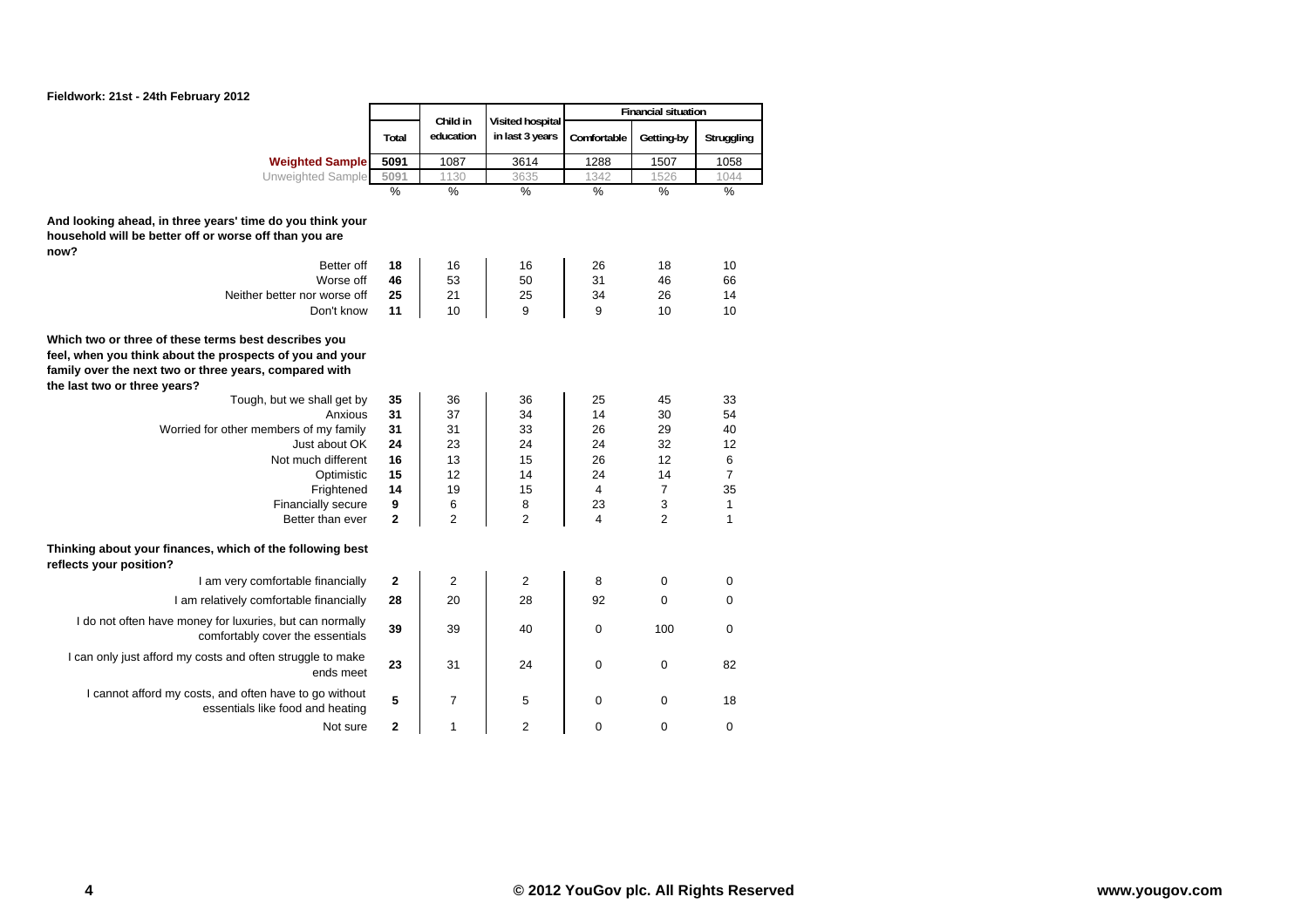Fieldwork: 21st - 24th February 2012

| | Total | Child in education | Visited hospital in last 3 years | Financial situation | | |
|---|---|---|---|---|---|---|
| | | | | Comfortable | Getting-by | Struggling |
| Weighted Sample | 5091 | 1087 | 3614 | 1288 | 1507 | 1058 |
| Unweighted Sample | 5091 | 1130 | 3635 | 1342 | 1526 | 1044 |
| | % | % | % | % | % | % |
| **And looking ahead, in three years' time do you think your household will be better off or worse off than you are now?** | | | | | | |
| Better off | **18** | 16 | 16 | 26 | 18 | 10 |
| Worse off | **46** | 53 | 50 | 31 | 46 | 66 |
| Neither better nor worse off | **25** | 21 | 25 | 34 | 26 | 14 |
| Don't know | **11** | 10 | 9 | 9 | 10 | 10 |
| **Which two or three of these terms best describes you feel, when you think about the prospects of you and your family over the next two or three years, compared with the last two or three years?** | | | | | | |
| Tough, but we shall get by | **35** | 36 | 36 | 25 | 45 | 33 |
| Anxious | **31** | 37 | 34 | 14 | 30 | 54 |
| Worried for other members of my family | **31** | 31 | 33 | 26 | 29 | 40 |
| Just about OK | **24** | 23 | 24 | 24 | 32 | 12 |
| Not much different | **16** | 13 | 15 | 26 | 12 | 6 |
| Optimistic | **15** | 12 | 14 | 24 | 14 | 7 |
| Frightened | **14** | 19 | 15 | 4 | 7 | 35 |
| Financially secure | **9** | 6 | 8 | 23 | 3 | 1 |
| Better than ever | **2** | 2 | 2 | 4 | 2 | 1 |
| **Thinking about your finances, which of the following best reflects your position?** | | | | | | |
| I am very comfortable financially | **2** | 2 | 2 | 8 | 0 | 0 |
| I am relatively comfortable financially | **28** | 20 | 28 | 92 | 0 | 0 |
| I do not often have money for luxuries, but can normally comfortably cover the essentials | **39** | 39 | 40 | 0 | 100 | 0 |
| I can only just afford my costs and often struggle to make ends meet | **23** | 31 | 24 | 0 | 0 | 82 |
| I cannot afford my costs, and often have to go without essentials like food and heating | **5** | 7 | 5 | 0 | 0 | 18 |
| Not sure | **2** | 1 | 2 | 0 | 0 | 0 |

© 2012 YouGov plc. All Rights Reserved — www.yougov.com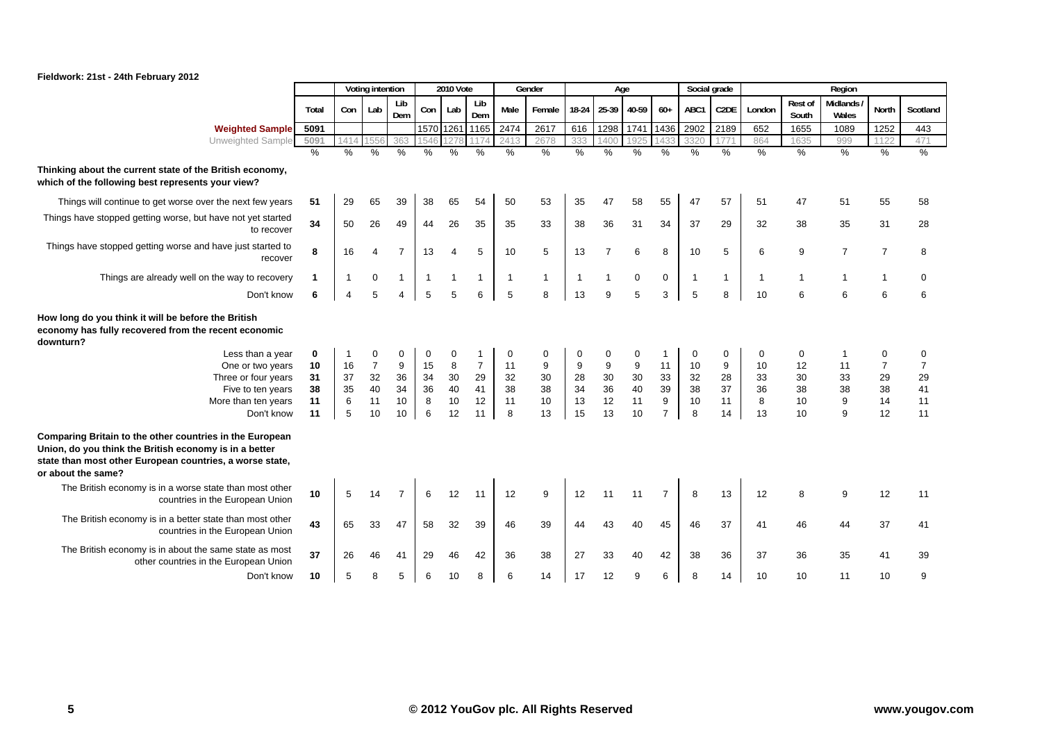Fieldwork: 21st - 24th February 2012

| | Total | Voting intention | | | 2010 Vote | | | Gender | | Age | | | | Social grade | | Region | | | | |
|---|---|---|---|---|---|---|---|---|---|---|---|---|---|---|---|---|---|---|---|---|
| | | Con | Lab | Lib Dem | Con | Lab | Lib Dem | Male | Female | 18-24 | 25-39 | 40-59 | 60+ | ABC1 | C2DE | London | Rest of South | Midlands / Wales | North | Scotland |
| **Weighted Sample** | 5091 | | | | 1570 | 1261 | 1165 | 2474 | 2617 | 616 | 1298 | 1741 | 1436 | 2902 | 2189 | 652 | 1655 | 1089 | 1252 | 443 |
| Unweighted Sample | 5091 | 1414 | 1556 | 363 | 1546 | 1278 | 1174 | 2413 | 2678 | 333 | 1400 | 1925 | 1433 | 3320 | 1771 | 864 | 1635 | 999 | 1122 | 471 |
| | % | % | % | % | % | % | % | % | % | % | % | % | % | % | % | % | % | % | % | % |
| **Thinking about the current state of the British economy, which of the following best represents your view?** | | | | | | | | | | | | | | | | | | | | |
| Things will continue to get worse over the next few years | 51 | 29 | 65 | 39 | 38 | 65 | 54 | 50 | 53 | 35 | 47 | 58 | 55 | 47 | 57 | 51 | 47 | 51 | 55 | 58 |
| Things have stopped getting worse, but have not yet started to recover | 34 | 50 | 26 | 49 | 44 | 26 | 35 | 35 | 33 | 38 | 36 | 31 | 34 | 37 | 29 | 32 | 38 | 35 | 31 | 28 |
| Things have stopped getting worse and have just started to recover | 8 | 16 | 4 | 7 | 13 | 4 | 5 | 10 | 5 | 13 | 7 | 6 | 8 | 10 | 5 | 6 | 9 | 7 | 7 | 8 |
| Things are already well on the way to recovery | 1 | 1 | 0 | 1 | 1 | 1 | 1 | 1 | 1 | 1 | 1 | 0 | 0 | 1 | 1 | 1 | 1 | 1 | 1 | 0 |
| Don't know | 6 | 4 | 5 | 4 | 5 | 5 | 6 | 5 | 8 | 13 | 9 | 5 | 3 | 5 | 8 | 10 | 6 | 6 | 6 | 6 |
| **How long do you think it will be before the British economy has fully recovered from the recent economic downturn?** | | | | | | | | | | | | | | | | | | | | |
| Less than a year | 0 | 1 | 0 | 0 | 0 | 0 | 1 | 0 | 0 | 0 | 0 | 0 | 1 | 0 | 0 | 0 | 0 | 1 | 0 | 0 |
| One or two years | 10 | 16 | 7 | 9 | 15 | 8 | 7 | 11 | 9 | 9 | 9 | 9 | 11 | 10 | 9 | 10 | 12 | 11 | 7 | 7 |
| Three or four years | 31 | 37 | 32 | 36 | 34 | 30 | 29 | 32 | 30 | 28 | 30 | 30 | 33 | 32 | 28 | 33 | 30 | 33 | 29 | 29 |
| Five to ten years | 38 | 35 | 40 | 34 | 36 | 40 | 41 | 38 | 38 | 34 | 36 | 40 | 39 | 38 | 37 | 36 | 38 | 38 | 38 | 41 |
| More than ten years | 11 | 6 | 11 | 10 | 8 | 10 | 12 | 11 | 10 | 13 | 12 | 11 | 9 | 10 | 11 | 8 | 10 | 9 | 14 | 11 |
| Don't know | 11 | 5 | 10 | 10 | 6 | 12 | 11 | 8 | 13 | 15 | 13 | 10 | 7 | 8 | 14 | 13 | 10 | 9 | 12 | 11 |
| **Comparing Britain to the other countries in the European Union, do you think the British economy is in a better state than most other European countries, a worse state, or about the same?** | | | | | | | | | | | | | | | | | | | | |
| The British economy is in a worse state than most other countries in the European Union | 10 | 5 | 14 | 7 | 6 | 12 | 11 | 12 | 9 | 12 | 11 | 11 | 7 | 8 | 13 | 12 | 8 | 9 | 12 | 11 |
| The British economy is in a better state than most other countries in the European Union | 43 | 65 | 33 | 47 | 58 | 32 | 39 | 46 | 39 | 44 | 43 | 40 | 45 | 46 | 37 | 41 | 46 | 44 | 37 | 41 |
| The British economy is in about the same state as most other countries in the European Union | 37 | 26 | 46 | 41 | 29 | 46 | 42 | 36 | 38 | 27 | 33 | 40 | 42 | 38 | 36 | 37 | 36 | 35 | 41 | 39 |
| Don't know | 10 | 5 | 8 | 5 | 6 | 10 | 8 | 6 | 14 | 17 | 12 | 9 | 6 | 8 | 14 | 10 | 10 | 11 | 10 | 9 |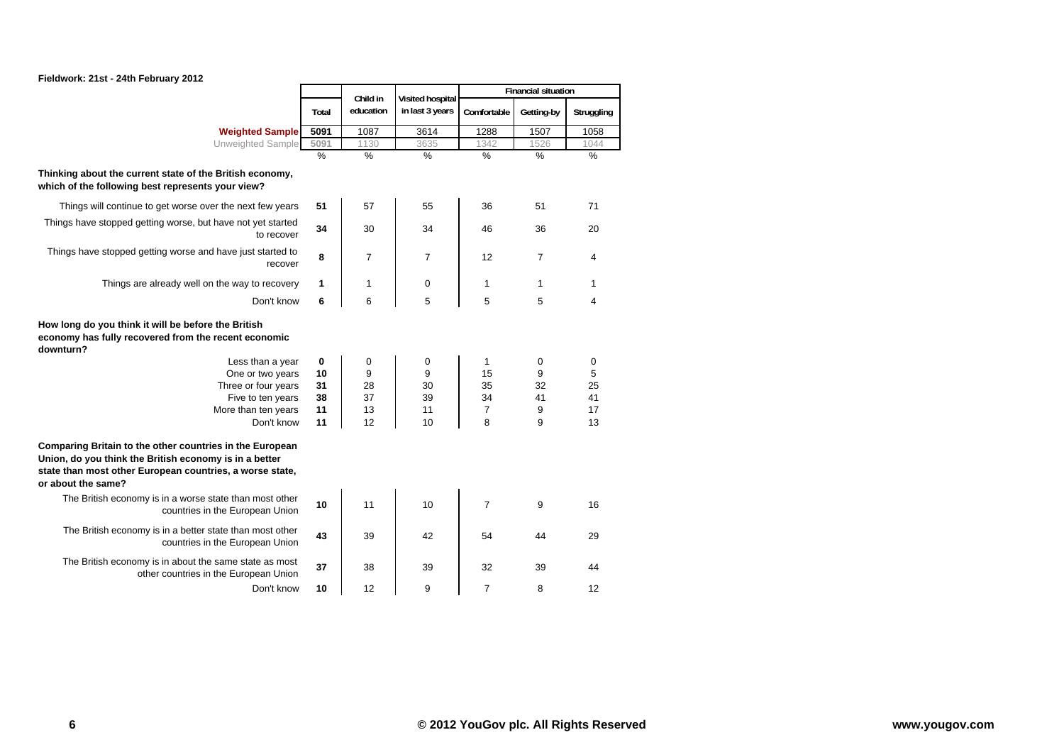Fieldwork: 21st - 24th February 2012

| | Total | Child in education | Visited hospital in last 3 years | Financial situation | | |
|---|---|---|---|---|---|---|
| | | | | Comfortable | Getting-by | Struggling |
| **Weighted Sample** | **5091** | 1087 | 3614 | 1288 | 1507 | 1058 |
| Unweighted Sample | 5091 | 1130 | 3635 | 1342 | 1526 | 1044 |
| | % | % | % | % | % | % |
| **Thinking about the current state of the British economy, which of the following best represents your view?** | | | | | | |
| Things will continue to get worse over the next few years | **51** | 57 | 55 | 36 | 51 | 71 |
| Things have stopped getting worse, but have not yet started to recover | **34** | 30 | 34 | 46 | 36 | 20 |
| Things have stopped getting worse and have just started to recover | **8** | 7 | 7 | 12 | 7 | 4 |
| Things are already well on the way to recovery | **1** | 1 | 0 | 1 | 1 | 1 |
| Don't know | **6** | 6 | 5 | 5 | 5 | 4 |
| **How long do you think it will be before the British economy has fully recovered from the recent economic downturn?** | | | | | | |
| Less than a year | **0** | 0 | 0 | 1 | 0 | 0 |
| One or two years | **10** | 9 | 9 | 15 | 9 | 5 |
| Three or four years | **31** | 28 | 30 | 35 | 32 | 25 |
| Five to ten years | **38** | 37 | 39 | 34 | 41 | 41 |
| More than ten years | **11** | 13 | 11 | 7 | 9 | 17 |
| Don't know | **11** | 12 | 10 | 8 | 9 | 13 |
| **Comparing Britain to the other countries in the European Union, do you think the British economy is in a better state than most other European countries, a worse state, or about the same?** | | | | | | |
| The British economy is in a worse state than most other countries in the European Union | **10** | 11 | 10 | 7 | 9 | 16 |
| The British economy is in a better state than most other countries in the European Union | **43** | 39 | 42 | 54 | 44 | 29 |
| The British economy is in about the same state as most other countries in the European Union | **37** | 38 | 39 | 32 | 39 | 44 |
| Don't know | **10** | 12 | 9 | 7 | 8 | 12 |

© 2012 YouGov plc. All Rights Reserved www.yougov.com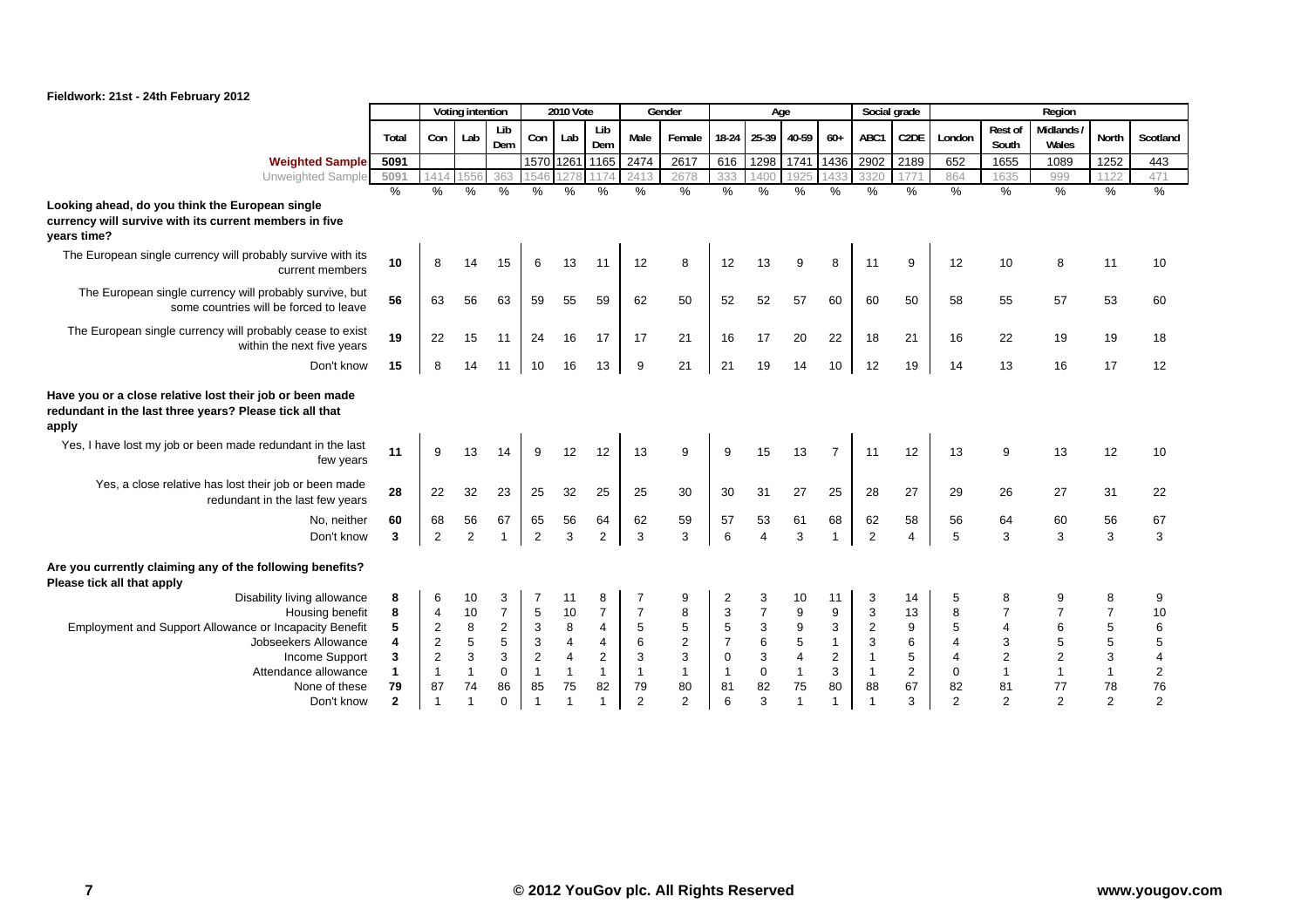**Fieldwork: 21st - 24th February 2012**

| | | Voting intention | | | 2010 Vote | | | Gender | | Age | | | | Social grade | | Region | | | | |
|---|---|---|---|---|---|---|---|---|---|---|---|---|---|---|---|---|---|---|---|---|
| | Total | Con | Lab | Lib Dem | Con | Lab | Lib Dem | Male | Female | 18-24 | 25-39 | 40-59 | 60+ | ABC1 | C2DE | London | Rest of South | Midlands / Wales | North | Scotland |
| **Weighted Sample** | 5091 | | | | 1570 | 1261 | 1165 | 2474 | 2617 | 616 | 1298 | 1741 | 1436 | 2902 | 2189 | 652 | 1655 | 1089 | 1252 | 443 |
| Unweighted Sample | 5091 | 1414 | 1556 | 363 | 1546 | 1278 | 1174 | 2413 | 2678 | 333 | 1400 | 1925 | 1433 | 3320 | 1771 | 864 | 1635 | 999 | 1122 | 471 |
| | % | % | % | % | % | % | % | % | % | % | % | % | % | % | % | % | % | % | % | % |
| **Looking ahead, do you think the European single currency will survive with its current members in five years time?** | | | | | | | | | | | | | | | | | | | | |
| The European single currency will probably survive with its current members | 10 | 8 | 14 | 15 | 6 | 13 | 11 | 12 | 8 | 12 | 13 | 9 | 8 | 11 | 9 | 12 | 10 | 8 | 11 | 10 |
| The European single currency will probably survive, but some countries will be forced to leave | 56 | 63 | 56 | 63 | 59 | 55 | 59 | 62 | 50 | 52 | 52 | 57 | 60 | 60 | 50 | 58 | 55 | 57 | 53 | 60 |
| The European single currency will probably cease to exist within the next five years | 19 | 22 | 15 | 11 | 24 | 16 | 17 | 17 | 21 | 16 | 17 | 20 | 22 | 18 | 21 | 16 | 22 | 19 | 19 | 18 |
| Don't know | 15 | 8 | 14 | 11 | 10 | 16 | 13 | 9 | 21 | 21 | 19 | 14 | 10 | 12 | 19 | 14 | 13 | 16 | 17 | 12 |
| **Have you or a close relative lost their job or been made redundant in the last three years? Please tick all that apply** | | | | | | | | | | | | | | | | | | | | |
| Yes, I have lost my job or been made redundant in the last few years | 11 | 9 | 13 | 14 | 9 | 12 | 12 | 13 | 9 | 9 | 15 | 13 | 7 | 11 | 12 | 13 | 9 | 13 | 12 | 10 |
| Yes, a close relative has lost their job or been made redundant in the last few years | 28 | 22 | 32 | 23 | 25 | 32 | 25 | 25 | 30 | 30 | 31 | 27 | 25 | 28 | 27 | 29 | 26 | 27 | 31 | 22 |
| No, neither | 60 | 68 | 56 | 67 | 65 | 56 | 64 | 62 | 59 | 57 | 53 | 61 | 68 | 62 | 58 | 56 | 64 | 60 | 56 | 67 |
| Don't know | 3 | 2 | 2 | 1 | 2 | 3 | 2 | 3 | 3 | 6 | 4 | 3 | 1 | 2 | 4 | 5 | 3 | 3 | 3 | 3 |
| **Are you currently claiming any of the following benefits? Please tick all that apply** | | | | | | | | | | | | | | | | | | | | |
| Disability living allowance | 8 | 6 | 10 | 3 | 7 | 11 | 8 | 7 | 9 | 2 | 3 | 10 | 11 | 3 | 14 | 5 | 8 | 9 | 8 | 9 |
| Housing benefit | 8 | 4 | 10 | 7 | 5 | 10 | 7 | 7 | 8 | 3 | 7 | 9 | 9 | 3 | 13 | 8 | 7 | 7 | 7 | 10 |
| Employment and Support Allowance or Incapacity Benefit | 5 | 2 | 8 | 2 | 3 | 8 | 4 | 5 | 5 | 5 | 3 | 9 | 3 | 2 | 9 | 5 | 4 | 6 | 5 | 6 |
| Jobseekers Allowance | 4 | 2 | 5 | 5 | 3 | 4 | 4 | 6 | 2 | 7 | 6 | 5 | 1 | 3 | 6 | 4 | 3 | 5 | 5 | 5 |
| Income Support | 3 | 2 | 3 | 3 | 2 | 4 | 2 | 3 | 3 | 0 | 3 | 4 | 2 | 1 | 5 | 4 | 2 | 2 | 3 | 4 |
| Attendance allowance | 1 | 1 | 1 | 0 | 1 | 1 | 1 | 1 | 1 | 1 | 0 | 1 | 3 | 1 | 2 | 0 | 1 | 1 | 1 | 2 |
| None of these | 79 | 87 | 74 | 86 | 85 | 75 | 82 | 79 | 80 | 81 | 82 | 75 | 80 | 88 | 67 | 82 | 81 | 77 | 78 | 76 |
| Don't know | 2 | 1 | 1 | 0 | 1 | 1 | 1 | 2 | 2 | 6 | 3 | 1 | 1 | 1 | 3 | 2 | 2 | 2 | 2 | 2 |

© 2012 YouGov plc. All Rights Reserved

www.yougov.com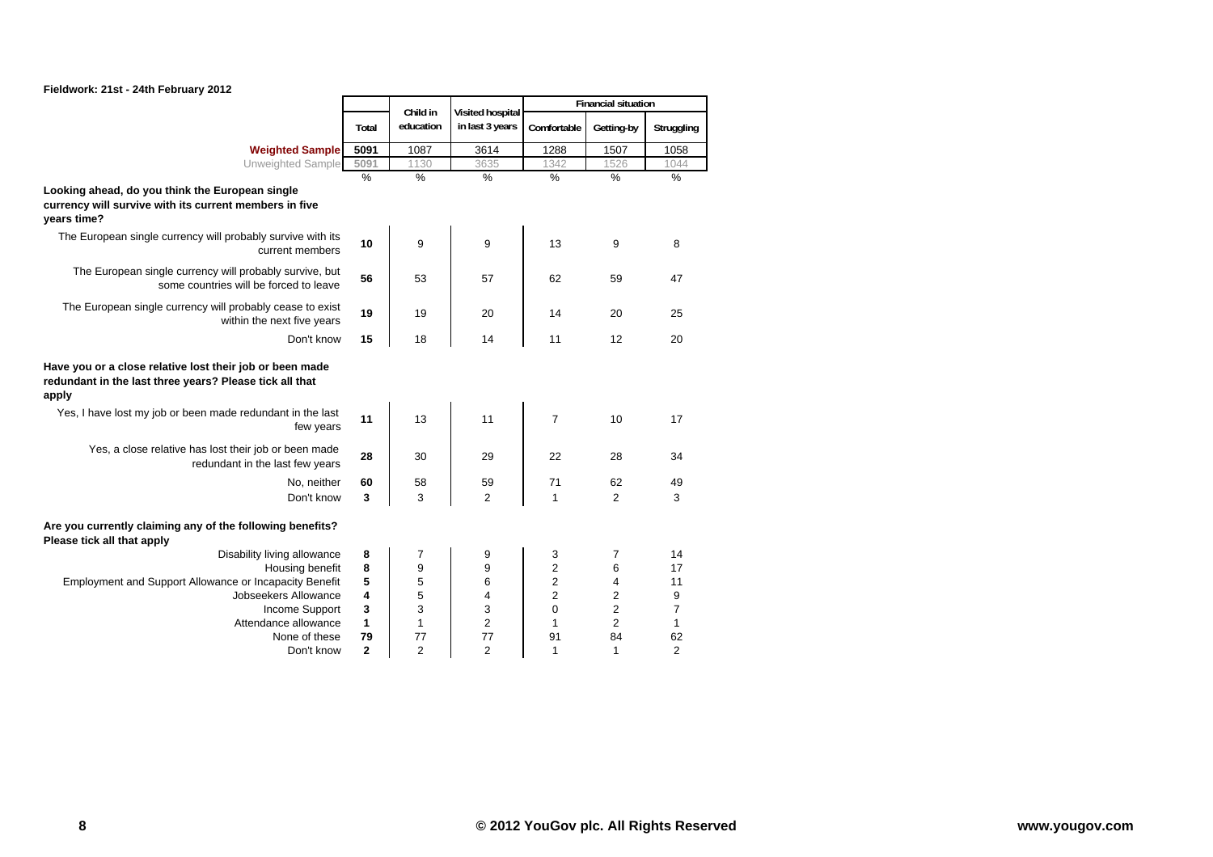**Fieldwork: 21st - 24th February 2012**

| | Total | Child in education | Visited hospital in last 3 years | Financial situation | | |
|---|---|---|---|---|---|---|
| | | | | Comfortable | Getting-by | Struggling |
| **Weighted Sample** | **5091** | 1087 | 3614 | 1288 | 1507 | 1058 |
| Unweighted Sample | 5091 | 1130 | 3635 | 1342 | 1526 | 1044 |
| | % | % | % | % | % | % |
| **Looking ahead, do you think the European single currency will survive with its current members in five years time?** | | | | | | |
| The European single currency will probably survive with its current members | **10** | 9 | 9 | 13 | 9 | 8 |
| The European single currency will probably survive, but some countries will be forced to leave | **56** | 53 | 57 | 62 | 59 | 47 |
| The European single currency will probably cease to exist within the next five years | **19** | 19 | 20 | 14 | 20 | 25 |
| Don't know | **15** | 18 | 14 | 11 | 12 | 20 |
| **Have you or a close relative lost their job or been made redundant in the last three years? Please tick all that apply** | | | | | | |
| Yes, I have lost my job or been made redundant in the last few years | **11** | 13 | 11 | 7 | 10 | 17 |
| Yes, a close relative has lost their job or been made redundant in the last few years | **28** | 30 | 29 | 22 | 28 | 34 |
| No, neither | **60** | 58 | 59 | 71 | 62 | 49 |
| Don't know | **3** | 3 | 2 | 1 | 2 | 3 |
| **Are you currently claiming any of the following benefits? Please tick all that apply** | | | | | | |
| Disability living allowance | **8** | 7 | 9 | 3 | 7 | 14 |
| Housing benefit | **8** | 9 | 9 | 2 | 6 | 17 |
| Employment and Support Allowance or Incapacity Benefit | **5** | 5 | 6 | 2 | 4 | 11 |
| Jobseekers Allowance | **4** | 5 | 4 | 2 | 2 | 9 |
| Income Support | **3** | 3 | 3 | 0 | 2 | 7 |
| Attendance allowance | **1** | 1 | 2 | 1 | 2 | 1 |
| None of these | **79** | 77 | 77 | 91 | 84 | 62 |
| Don't know | **2** | 2 | 2 | 1 | 1 | 2 |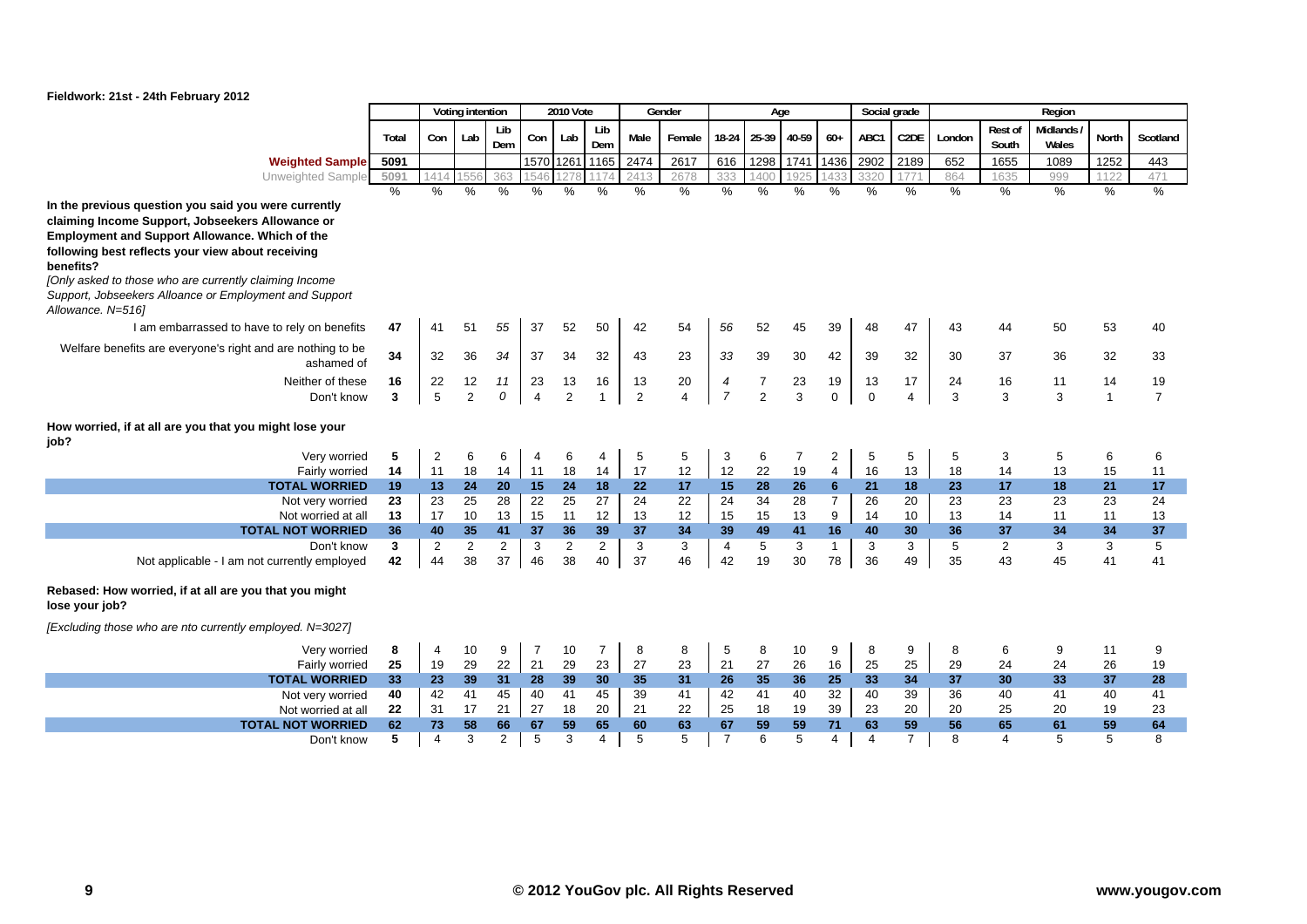**Fieldwork: 21st - 24th February 2012**

| | Total | Voting intention | | | 2010 Vote | | | Gender | | Age | | | | Social grade | | Region | | | | |
|---|---|---|---|---|---|---|---|---|---|---|---|---|---|---|---|---|---|---|---|---|
| | | Con | Lab | Lib Dem | Con | Lab | Lib Dem | Male | Female | 18-24 | 25-39 | 40-59 | 60+ | ABC1 | C2DE | London | Rest of South | Midlands / Wales | North | Scotland |
| **Weighted Sample** | 5091 | | | | 1570 | 1261 | 1165 | 2474 | 2617 | 616 | 1298 | 1741 | 1436 | 2902 | 2189 | 652 | 1655 | 1089 | 1252 | 443 |
| Unweighted Sample | 5091 | 1414 | 1556 | 363 | 1546 | 1278 | 1174 | 2413 | 2678 | 333 | 1400 | 1925 | 1433 | 3320 | 1771 | 864 | 1635 | 999 | 1122 | 471 |
| | % | % | % | % | % | % | % | % | % | % | % | % | % | % | % | % | % | % | % | % |
| **In the previous question you said you were currently claiming Income Support, Jobseekers Allowance or Employment and Support Allowance. Which of the following best reflects your view about receiving benefits?** *[Only asked to those who are currently claiming Income Support, Jobseekers Alloance or Employment and Support Allowance. N=516]* | | | | | | | | | | | | | | | | | | | | |
| I am embarrassed to have to rely on benefits | 47 | 41 | 51 | *55* | 37 | 52 | 50 | 42 | 54 | *56* | 52 | 45 | 39 | 48 | 47 | 43 | 44 | 50 | 53 | 40 |
| Welfare benefits are everyone's right and are nothing to be ashamed of | 34 | 32 | 36 | *34* | 37 | 34 | 32 | 43 | 23 | *33* | 39 | 30 | 42 | 39 | 32 | 30 | 37 | 36 | 32 | 33 |
| Neither of these | 16 | 22 | 12 | *11* | 23 | 13 | 16 | 13 | 20 | *4* | 7 | 23 | 19 | 13 | 17 | 24 | 16 | 11 | 14 | 19 |
| Don't know | 3 | 5 | 2 | *0* | 4 | 2 | 1 | 2 | 4 | *7* | 2 | 3 | 0 | 0 | 4 | 3 | 3 | 3 | 1 | 7 |
| **How worried, if at all are you that you might lose your job?** | | | | | | | | | | | | | | | | | | | | |
| Very worried | 5 | 2 | 6 | 6 | 4 | 6 | 4 | 5 | 5 | 3 | 6 | 7 | 2 | 5 | 5 | 5 | 3 | 5 | 6 | 6 |
| Fairly worried | 14 | 11 | 18 | 14 | 11 | 18 | 14 | 17 | 12 | 12 | 22 | 19 | 4 | 16 | 13 | 18 | 14 | 13 | 15 | 11 |
| **TOTAL WORRIED** | **19** | **13** | **24** | **20** | **15** | **24** | **18** | **22** | **17** | **15** | **28** | **26** | **6** | **21** | **18** | **23** | **17** | **18** | **21** | **17** |
| Not very worried | 23 | 23 | 25 | 28 | 22 | 25 | 27 | 24 | 22 | 24 | 34 | 28 | 7 | 26 | 20 | 23 | 23 | 23 | 23 | 24 |
| Not worried at all | 13 | 17 | 10 | 13 | 15 | 11 | 12 | 13 | 12 | 15 | 15 | 13 | 9 | 14 | 10 | 13 | 14 | 11 | 11 | 13 |
| **TOTAL NOT WORRIED** | **36** | **40** | **35** | **41** | **37** | **36** | **39** | **37** | **34** | **39** | **49** | **41** | **16** | **40** | **30** | **36** | **37** | **34** | **34** | **37** |
| Don't know | 3 | 2 | 2 | 2 | 3 | 2 | 2 | 3 | 3 | 4 | 5 | 3 | 1 | 3 | 3 | 5 | 2 | 3 | 3 | 5 |
| Not applicable - I am not currently employed | 42 | 44 | 38 | 37 | 46 | 38 | 40 | 37 | 46 | 42 | 19 | 30 | 78 | 36 | 49 | 35 | 43 | 45 | 41 | 41 |
| **Rebased: How worried, if at all are you that you might lose your job?** *[Excluding those who are nto currently employed. N=3027]* | | | | | | | | | | | | | | | | | | | | |
| Very worried | 8 | 4 | 10 | 9 | 7 | 10 | 7 | 8 | 8 | 5 | 8 | 10 | 9 | 8 | 9 | 8 | 6 | 9 | 11 | 9 |
| Fairly worried | 25 | 19 | 29 | 22 | 21 | 29 | 23 | 27 | 23 | 21 | 27 | 26 | 16 | 25 | 25 | 29 | 24 | 24 | 26 | 19 |
| **TOTAL WORRIED** | **33** | **23** | **39** | **31** | **28** | **39** | **30** | **35** | **31** | **26** | **35** | **36** | **25** | **33** | **34** | **37** | **30** | **33** | **37** | **28** |
| Not very worried | 40 | 42 | 41 | 45 | 40 | 41 | 45 | 39 | 41 | 42 | 41 | 40 | 32 | 40 | 39 | 36 | 40 | 41 | 40 | 41 |
| Not worried at all | 22 | 31 | 17 | 21 | 27 | 18 | 20 | 21 | 22 | 25 | 18 | 19 | 39 | 23 | 20 | 20 | 25 | 20 | 19 | 23 |
| **TOTAL NOT WORRIED** | **62** | **73** | **58** | **66** | **67** | **59** | **65** | **60** | **63** | **67** | **59** | **59** | **71** | **63** | **59** | **56** | **65** | **61** | **59** | **64** |
| Don't know | 5 | 4 | 3 | 2 | 5 | 3 | 4 | 5 | 5 | 7 | 6 | 5 | 4 | 4 | 7 | 8 | 4 | 5 | 5 | 8 |

© 2012 YouGov plc. All Rights Reserved

www.yougov.com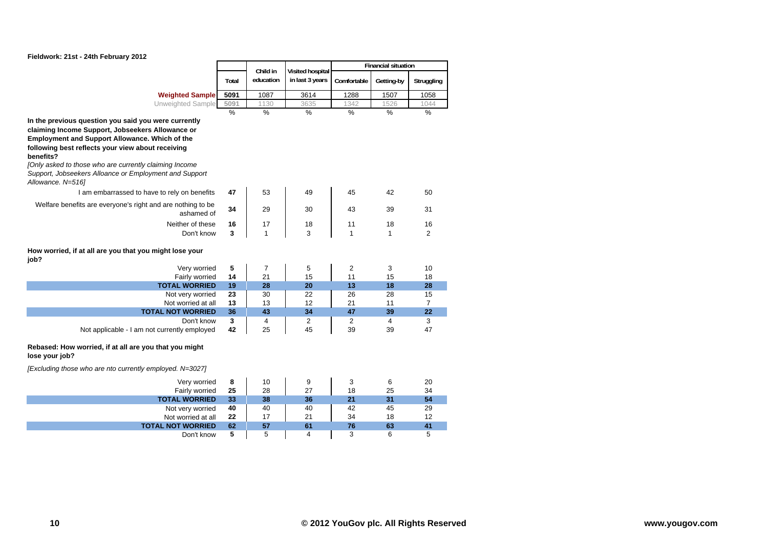Fieldwork: 21st - 24th February 2012

| | Total | Child in education | Visited hospital in last 3 years | Financial situation | | |
|---|---|---|---|---|---|---|
| | | | | Comfortable | Getting-by | Struggling |
| **Weighted Sample** | 5091 | 1087 | 3614 | 1288 | 1507 | 1058 |
| Unweighted Sample | 5091 | 1130 | 3635 | 1342 | 1526 | 1044 |
| | % | % | % | % | % | % |
| **In the previous question you said you were currently claiming Income Support, Jobseekers Allowance or Employment and Support Allowance. Which of the following best reflects your view about receiving benefits?** *[Only asked to those who are currently claiming Income Support, Jobseekers Alloance or Employment and Support Allowance. N=516]* | | | | | | |
| I am embarrassed to have to rely on benefits | 47 | 53 | 49 | 45 | 42 | 50 |
| Welfare benefits are everyone's right and are nothing to be ashamed of | 34 | 29 | 30 | 43 | 39 | 31 |
| Neither of these | 16 | 17 | 18 | 11 | 18 | 16 |
| Don't know | 3 | 1 | 3 | 1 | 1 | 2 |
| **How worried, if at all are you that you might lose your job?** | | | | | | |
| Very worried | 5 | 7 | 5 | 2 | 3 | 10 |
| Fairly worried | 14 | 21 | 15 | 11 | 15 | 18 |
| **TOTAL WORRIED** | **19** | **28** | **20** | **13** | **18** | **28** |
| Not very worried | 23 | 30 | 22 | 26 | 28 | 15 |
| Not worried at all | 13 | 13 | 12 | 21 | 11 | 7 |
| **TOTAL NOT WORRIED** | **36** | **43** | **34** | **47** | **39** | **22** |
| Don't know | 3 | 4 | 2 | 2 | 4 | 3 |
| Not applicable - I am not currently employed | 42 | 25 | 45 | 39 | 39 | 47 |
| **Rebased: How worried, if at all are you that you might lose your job?** *[Excluding those who are nto currently employed. N=3027]* | | | | | | |
| Very worried | 8 | 10 | 9 | 3 | 6 | 20 |
| Fairly worried | 25 | 28 | 27 | 18 | 25 | 34 |
| **TOTAL WORRIED** | **33** | **38** | **36** | **21** | **31** | **54** |
| Not very worried | 40 | 40 | 40 | 42 | 45 | 29 |
| Not worried at all | 22 | 17 | 21 | 34 | 18 | 12 |
| **TOTAL NOT WORRIED** | **62** | **57** | **61** | **76** | **63** | **41** |
| Don't know | 5 | 5 | 4 | 3 | 6 | 5 |

© 2012 YouGov plc. All Rights Reserved — www.yougov.com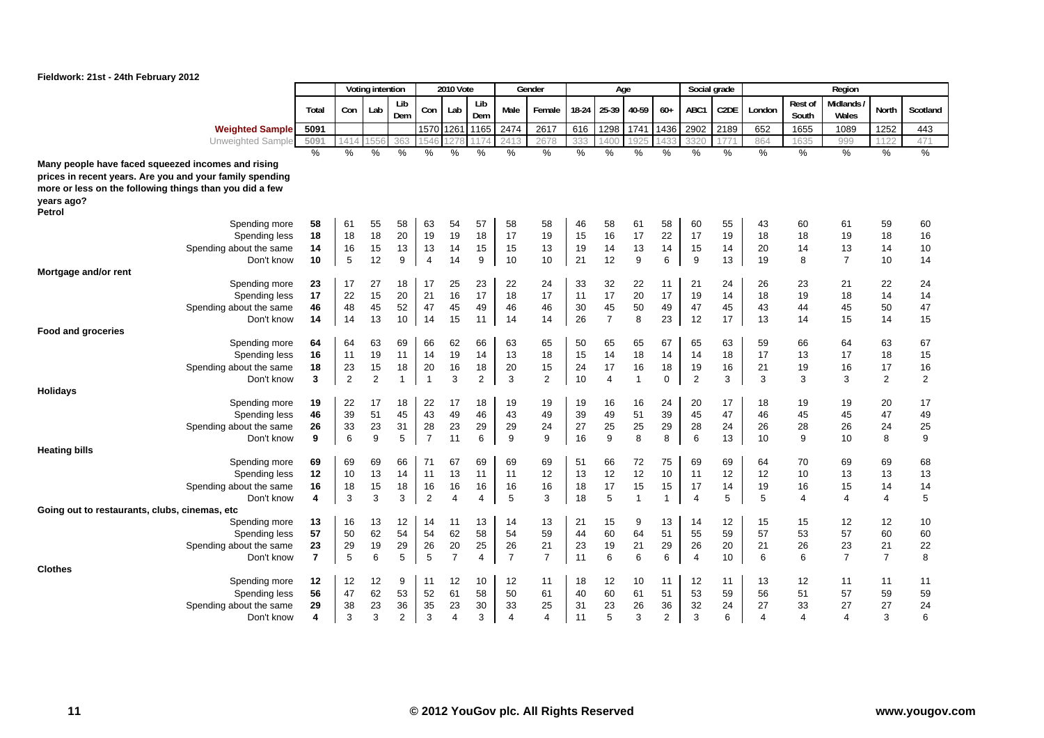**Fieldwork: 21st - 24th February 2012**

| | Total | Voting intention | | | 2010 Vote | | | Gender | | Age | | | | Social grade | | Region | | | | |
|---|---|---|---|---|---|---|---|---|---|---|---|---|---|---|---|---|---|---|---|---|
| | | Con | Lab | Lib Dem | Con | Lab | Lib Dem | Male | Female | 18-24 | 25-39 | 40-59 | 60+ | ABC1 | C2DE | London | Rest of South | Midlands / Wales | North | Scotland |
| **Weighted Sample** | 5091 | | | | 1570 | 1261 | 1165 | 2474 | 2617 | 616 | 1298 | 1741 | 1436 | 2902 | 2189 | 652 | 1655 | 1089 | 1252 | 443 |
| Unweighted Sample | 5091 | 1414 | 1556 | 363 | 1546 | 1278 | 1174 | 2413 | 2678 | 333 | 1400 | 1925 | 1433 | 3320 | 1771 | 864 | 1635 | 999 | 1122 | 471 |
| | % | % | % | % | % | % | % | % | % | % | % | % | % | % | % | % | % | % | % | % |
| **Many people have faced squeezed incomes and rising prices in recent years. Are you and your family spending more or less on the following things than you did a few years ago?** | | | | | | | | | | | | | | | | | | | | |
| **Petrol** | | | | | | | | | | | | | | | | | | | | |
| Spending more | **58** | 61 | 55 | 58 | 63 | 54 | 57 | 58 | 58 | 46 | 58 | 61 | 58 | 60 | 55 | 43 | 60 | 61 | 59 | 60 |
| Spending less | **18** | 18 | 18 | 20 | 19 | 19 | 18 | 17 | 19 | 15 | 16 | 17 | 22 | 17 | 19 | 18 | 18 | 19 | 18 | 16 |
| Spending about the same | **14** | 16 | 15 | 13 | 13 | 14 | 15 | 15 | 13 | 19 | 14 | 13 | 14 | 15 | 14 | 20 | 14 | 13 | 14 | 10 |
| Don't know | **10** | 5 | 12 | 9 | 4 | 14 | 9 | 10 | 10 | 21 | 12 | 9 | 6 | 9 | 13 | 19 | 8 | 7 | 10 | 14 |
| **Mortgage and/or rent** | | | | | | | | | | | | | | | | | | | | |
| Spending more | **23** | 17 | 27 | 18 | 17 | 25 | 23 | 22 | 24 | 33 | 32 | 22 | 11 | 21 | 24 | 26 | 23 | 21 | 22 | 24 |
| Spending less | **17** | 22 | 15 | 20 | 21 | 16 | 17 | 18 | 17 | 11 | 17 | 20 | 17 | 19 | 14 | 18 | 19 | 18 | 14 | 14 |
| Spending about the same | **46** | 48 | 45 | 52 | 47 | 45 | 49 | 46 | 46 | 30 | 45 | 50 | 49 | 47 | 45 | 43 | 44 | 45 | 50 | 47 |
| Don't know | **14** | 14 | 13 | 10 | 14 | 15 | 11 | 14 | 14 | 26 | 7 | 8 | 23 | 12 | 17 | 13 | 14 | 15 | 14 | 15 |
| **Food and groceries** | | | | | | | | | | | | | | | | | | | | |
| Spending more | **64** | 64 | 63 | 69 | 66 | 62 | 66 | 63 | 65 | 50 | 65 | 65 | 67 | 65 | 63 | 59 | 66 | 64 | 63 | 67 |
| Spending less | **16** | 11 | 19 | 11 | 14 | 19 | 14 | 13 | 18 | 15 | 14 | 18 | 14 | 14 | 18 | 17 | 13 | 17 | 18 | 15 |
| Spending about the same | **18** | 23 | 15 | 18 | 20 | 16 | 18 | 20 | 15 | 24 | 17 | 16 | 18 | 19 | 16 | 21 | 19 | 16 | 17 | 16 |
| Don't know | **3** | 2 | 2 | 1 | 1 | 3 | 2 | 3 | 2 | 10 | 4 | 1 | 0 | 2 | 3 | 3 | 3 | 3 | 2 | 2 |
| **Holidays** | | | | | | | | | | | | | | | | | | | | |
| Spending more | **19** | 22 | 17 | 18 | 22 | 17 | 18 | 19 | 19 | 19 | 16 | 16 | 24 | 20 | 17 | 18 | 19 | 19 | 20 | 17 |
| Spending less | **46** | 39 | 51 | 45 | 43 | 49 | 46 | 43 | 49 | 39 | 49 | 51 | 39 | 45 | 47 | 46 | 45 | 45 | 47 | 49 |
| Spending about the same | **26** | 33 | 23 | 31 | 28 | 23 | 29 | 29 | 24 | 27 | 25 | 25 | 29 | 28 | 24 | 26 | 28 | 26 | 24 | 25 |
| Don't know | **9** | 6 | 9 | 5 | 7 | 11 | 6 | 9 | 9 | 16 | 9 | 8 | 8 | 6 | 13 | 10 | 9 | 10 | 8 | 9 |
| **Heating bills** | | | | | | | | | | | | | | | | | | | | |
| Spending more | **69** | 69 | 69 | 66 | 71 | 67 | 69 | 69 | 69 | 51 | 66 | 72 | 75 | 69 | 69 | 64 | 70 | 69 | 69 | 68 |
| Spending less | **12** | 10 | 13 | 14 | 11 | 13 | 11 | 11 | 12 | 13 | 12 | 12 | 10 | 11 | 12 | 12 | 10 | 13 | 13 | 13 |
| Spending about the same | **16** | 18 | 15 | 18 | 16 | 16 | 16 | 16 | 16 | 18 | 17 | 15 | 15 | 17 | 14 | 19 | 16 | 15 | 14 | 14 |
| Don't know | **4** | 3 | 3 | 3 | 2 | 4 | 4 | 5 | 3 | 18 | 5 | 1 | 1 | 4 | 5 | 5 | 4 | 4 | 4 | 5 |
| **Going out to restaurants, clubs, cinemas, etc** | | | | | | | | | | | | | | | | | | | | |
| Spending more | **13** | 16 | 13 | 12 | 14 | 11 | 13 | 14 | 13 | 21 | 15 | 9 | 13 | 14 | 12 | 15 | 15 | 12 | 12 | 10 |
| Spending less | **57** | 50 | 62 | 54 | 54 | 62 | 58 | 54 | 59 | 44 | 60 | 64 | 51 | 55 | 59 | 57 | 53 | 57 | 60 | 60 |
| Spending about the same | **23** | 29 | 19 | 29 | 26 | 20 | 25 | 26 | 21 | 23 | 19 | 21 | 29 | 26 | 20 | 21 | 26 | 23 | 21 | 22 |
| Don't know | **7** | 5 | 6 | 5 | 5 | 7 | 4 | 7 | 7 | 11 | 6 | 6 | 6 | 4 | 10 | 6 | 6 | 7 | 7 | 8 |
| **Clothes** | | | | | | | | | | | | | | | | | | | | |
| Spending more | **12** | 12 | 12 | 9 | 11 | 12 | 10 | 12 | 11 | 18 | 12 | 10 | 11 | 12 | 11 | 13 | 12 | 11 | 11 | 11 |
| Spending less | **56** | 47 | 62 | 53 | 52 | 61 | 58 | 50 | 61 | 40 | 60 | 61 | 51 | 53 | 59 | 56 | 51 | 57 | 59 | 59 |
| Spending about the same | **29** | 38 | 23 | 36 | 35 | 23 | 30 | 33 | 25 | 31 | 23 | 26 | 36 | 32 | 24 | 27 | 33 | 27 | 27 | 24 |
| Don't know | **4** | 3 | 3 | 2 | 3 | 4 | 3 | 4 | 4 | 11 | 5 | 3 | 2 | 3 | 6 | 4 | 4 | 4 | 3 | 6 |

**© 2012 YouGov plc. All Rights Reserved** | **www.yougov.com**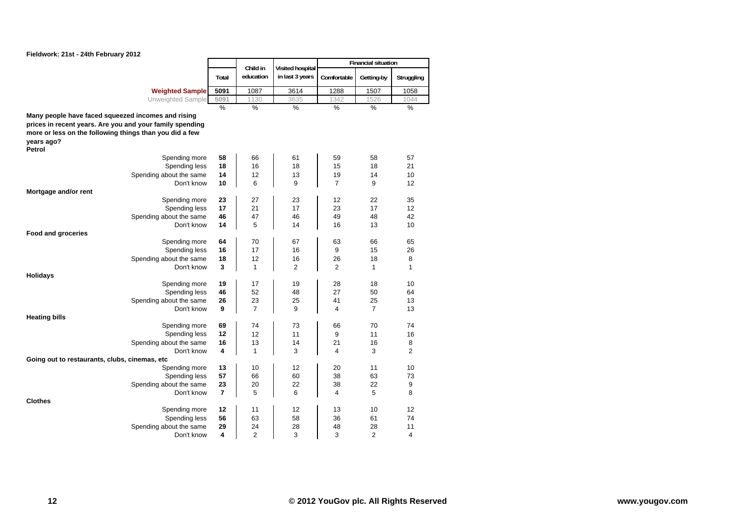Fieldwork: 21st - 24th February 2012

| | Total | Child in education | Visited hospital in last 3 years | Financial situation | | |
|---|---|---|---|---|---|---|
| | | | | Comfortable | Getting-by | Struggling |
| Weighted Sample | 5091 | 1087 | 3614 | 1288 | 1507 | 1058 |
| Unweighted Sample | 5091 | 1130 | 3635 | 1342 | 1526 | 1044 |
| | % | % | % | % | % | % |
| **Many people have faced squeezed incomes and rising prices in recent years. Are you and your family spending more or less on the following things than you did a few years ago?** | | | | | | |
| **Petrol** | | | | | | |
| Spending more | 58 | 66 | 61 | 59 | 58 | 57 |
| Spending less | 18 | 16 | 18 | 15 | 18 | 21 |
| Spending about the same | 14 | 12 | 13 | 19 | 14 | 10 |
| Don't know | 10 | 6 | 9 | 7 | 9 | 12 |
| **Mortgage and/or rent** | | | | | | |
| Spending more | 23 | 27 | 23 | 12 | 22 | 35 |
| Spending less | 17 | 21 | 17 | 23 | 17 | 12 |
| Spending about the same | 46 | 47 | 46 | 49 | 48 | 42 |
| Don't know | 14 | 5 | 14 | 16 | 13 | 10 |
| **Food and groceries** | | | | | | |
| Spending more | 64 | 70 | 67 | 63 | 66 | 65 |
| Spending less | 16 | 17 | 16 | 9 | 15 | 26 |
| Spending about the same | 18 | 12 | 16 | 26 | 18 | 8 |
| Don't know | 3 | 1 | 2 | 2 | 1 | 1 |
| **Holidays** | | | | | | |
| Spending more | 19 | 17 | 19 | 28 | 18 | 10 |
| Spending less | 46 | 52 | 48 | 27 | 50 | 64 |
| Spending about the same | 26 | 23 | 25 | 41 | 25 | 13 |
| Don't know | 9 | 7 | 9 | 4 | 7 | 13 |
| **Heating bills** | | | | | | |
| Spending more | 69 | 74 | 73 | 66 | 70 | 74 |
| Spending less | 12 | 12 | 11 | 9 | 11 | 16 |
| Spending about the same | 16 | 13 | 14 | 21 | 16 | 8 |
| Don't know | 4 | 1 | 3 | 4 | 3 | 2 |
| **Going out to restaurants, clubs, cinemas, etc** | | | | | | |
| Spending more | 13 | 10 | 12 | 20 | 11 | 10 |
| Spending less | 57 | 66 | 60 | 38 | 63 | 73 |
| Spending about the same | 23 | 20 | 22 | 38 | 22 | 9 |
| Don't know | 7 | 5 | 6 | 4 | 5 | 8 |
| **Clothes** | | | | | | |
| Spending more | 12 | 11 | 12 | 13 | 10 | 12 |
| Spending less | 56 | 63 | 58 | 36 | 61 | 74 |
| Spending about the same | 29 | 24 | 28 | 48 | 28 | 11 |
| Don't know | 4 | 2 | 3 | 3 | 2 | 4 |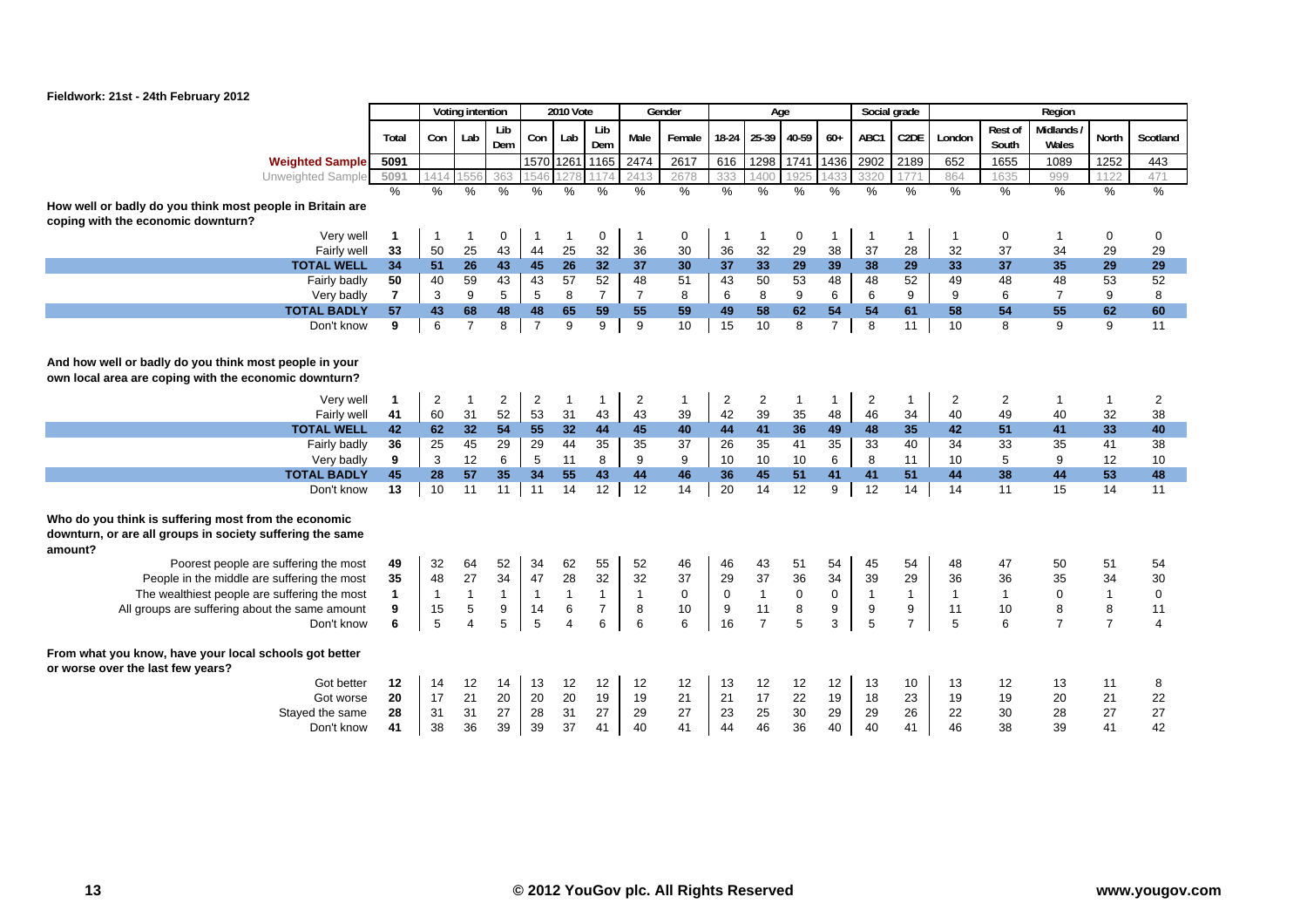**Fieldwork: 21st - 24th February 2012**

| | Total | Voting intention | | | 2010 Vote | | | Gender | | Age | | | | Social grade | | Region | | | | |
|---|---|---|---|---|---|---|---|---|---|---|---|---|---|---|---|---|---|---|---|---|
| | | Con | Lab | Lib Dem | Con | Lab | Lib Dem | Male | Female | 18-24 | 25-39 | 40-59 | 60+ | ABC1 | C2DE | London | Rest of South | Midlands / Wales | North | Scotland |
| **Weighted Sample** | 5091 | | | | 1570 | 1261 | 1165 | 2474 | 2617 | 616 | 1298 | 1741 | 1436 | 2902 | 2189 | 652 | 1655 | 1089 | 1252 | 443 |
| Unweighted Sample | 5091 | 1414 | 1556 | 363 | 1546 | 1278 | 1174 | 2413 | 2678 | 333 | 1400 | 1925 | 1433 | 3320 | 1771 | 864 | 1635 | 999 | 1122 | 471 |
| | % | % | % | % | % | % | % | % | % | % | % | % | % | % | % | % | % | % | % | % |
| **How well or badly do you think most people in Britain are coping with the economic downturn?** | | | | | | | | | | | | | | | | | | | | |
| Very well | 1 | 1 | 1 | 0 | 1 | 1 | 0 | 1 | 0 | 1 | 1 | 0 | 1 | 1 | 1 | 1 | 0 | 1 | 0 | 0 |
| Fairly well | 33 | 50 | 25 | 43 | 44 | 25 | 32 | 36 | 30 | 36 | 32 | 29 | 38 | 37 | 28 | 32 | 37 | 34 | 29 | 29 |
| **TOTAL WELL** | **34** | **51** | **26** | **43** | **45** | **26** | **32** | **37** | **30** | **37** | **33** | **29** | **39** | **38** | **29** | **33** | **37** | **35** | **29** | **29** |
| Fairly badly | 50 | 40 | 59 | 43 | 43 | 57 | 52 | 48 | 51 | 43 | 50 | 53 | 48 | 48 | 52 | 49 | 48 | 48 | 53 | 52 |
| Very badly | 7 | 3 | 9 | 5 | 5 | 8 | 7 | 7 | 8 | 6 | 8 | 9 | 6 | 6 | 9 | 9 | 6 | 7 | 9 | 8 |
| **TOTAL BADLY** | **57** | **43** | **68** | **48** | **48** | **65** | **59** | **55** | **59** | **49** | **58** | **62** | **54** | **54** | **61** | **58** | **54** | **55** | **62** | **60** |
| Don't know | 9 | 6 | 7 | 8 | 7 | 9 | 9 | 9 | 10 | 15 | 10 | 8 | 7 | 8 | 11 | 10 | 8 | 9 | 9 | 11 |
| **And how well or badly do you think most people in your own local area are coping with the economic downturn?** | | | | | | | | | | | | | | | | | | | | |
| Very well | 1 | 2 | 1 | 2 | 2 | 1 | 1 | 2 | 1 | 2 | 2 | 1 | 1 | 2 | 1 | 2 | 2 | 1 | 1 | 2 |
| Fairly well | 41 | 60 | 31 | 52 | 53 | 31 | 43 | 43 | 39 | 42 | 39 | 35 | 48 | 46 | 34 | 40 | 49 | 40 | 32 | 38 |
| **TOTAL WELL** | **42** | **62** | **32** | **54** | **55** | **32** | **44** | **45** | **40** | **44** | **41** | **36** | **49** | **48** | **35** | **42** | **51** | **41** | **33** | **40** |
| Fairly badly | 36 | 25 | 45 | 29 | 29 | 44 | 35 | 35 | 37 | 26 | 35 | 41 | 35 | 33 | 40 | 34 | 33 | 35 | 41 | 38 |
| Very badly | 9 | 3 | 12 | 6 | 5 | 11 | 8 | 9 | 9 | 10 | 10 | 10 | 6 | 8 | 11 | 10 | 5 | 9 | 12 | 10 |
| **TOTAL BADLY** | **45** | **28** | **57** | **35** | **34** | **55** | **43** | **44** | **46** | **36** | **45** | **51** | **41** | **41** | **51** | **44** | **38** | **44** | **53** | **48** |
| Don't know | 13 | 10 | 11 | 11 | 11 | 14 | 12 | 12 | 14 | 20 | 14 | 12 | 9 | 12 | 14 | 14 | 11 | 15 | 14 | 11 |
| **Who do you think is suffering most from the economic downturn, or are all groups in society suffering the same amount?** | | | | | | | | | | | | | | | | | | | | |
| Poorest people are suffering the most | 49 | 32 | 64 | 52 | 34 | 62 | 55 | 52 | 46 | 46 | 43 | 51 | 54 | 45 | 54 | 48 | 47 | 50 | 51 | 54 |
| People in the middle are suffering the most | 35 | 48 | 27 | 34 | 47 | 28 | 32 | 32 | 37 | 29 | 37 | 36 | 34 | 39 | 29 | 36 | 36 | 35 | 34 | 30 |
| The wealthiest people are suffering the most | 1 | 1 | 1 | 1 | 1 | 1 | 1 | 1 | 0 | 0 | 1 | 0 | 0 | 1 | 1 | 1 | 1 | 0 | 1 | 0 |
| All groups are suffering about the same amount | 9 | 15 | 5 | 9 | 14 | 6 | 7 | 8 | 10 | 9 | 11 | 8 | 9 | 9 | 9 | 11 | 10 | 8 | 8 | 11 |
| Don't know | 6 | 5 | 4 | 5 | 5 | 4 | 6 | 6 | 6 | 16 | 7 | 5 | 3 | 5 | 7 | 5 | 6 | 7 | 7 | 4 |
| **From what you know, have your local schools got better or worse over the last few years?** | | | | | | | | | | | | | | | | | | | | |
| Got better | 12 | 14 | 12 | 14 | 13 | 12 | 12 | 12 | 12 | 13 | 12 | 12 | 12 | 13 | 10 | 13 | 12 | 13 | 11 | 8 |
| Got worse | 20 | 17 | 21 | 20 | 20 | 20 | 19 | 19 | 21 | 21 | 17 | 22 | 19 | 18 | 23 | 19 | 19 | 20 | 21 | 22 |
| Stayed the same | 28 | 31 | 31 | 27 | 28 | 31 | 27 | 29 | 27 | 23 | 25 | 30 | 29 | 29 | 26 | 22 | 30 | 28 | 27 | 27 |
| Don't know | 41 | 38 | 36 | 39 | 39 | 37 | 41 | 40 | 41 | 44 | 46 | 36 | 40 | 40 | 41 | 46 | 38 | 39 | 41 | 42 |

© 2012 YouGov plc. All Rights Reserved

www.yougov.com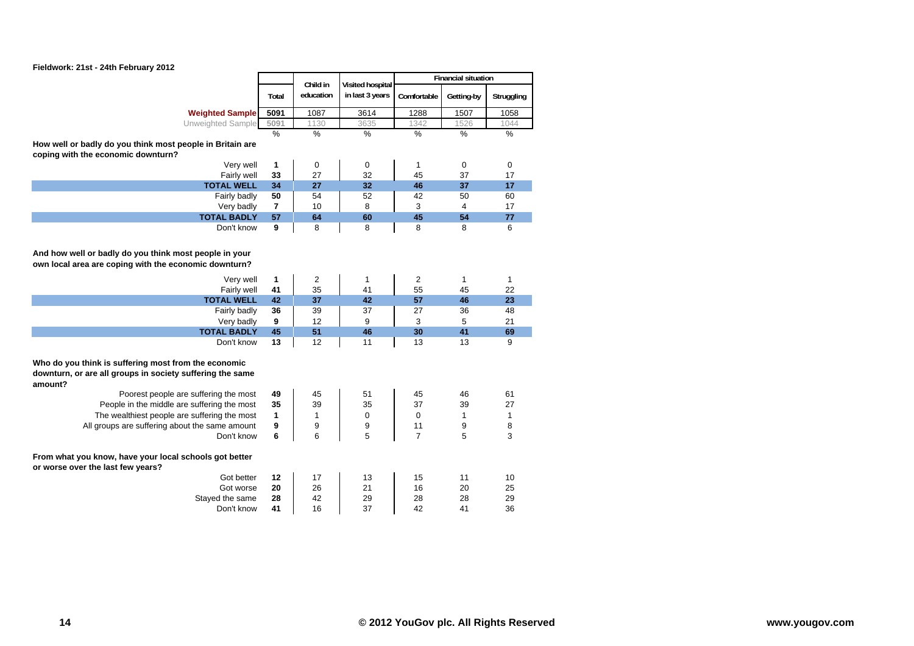Fieldwork: 21st - 24th February 2012

| | Total | Child in education | Visited hospital in last 3 years | Financial situation | | |
|---|---|---|---|---|---|---|
| | | | | Comfortable | Getting-by | Struggling |
| **Weighted Sample** | **5091** | 1087 | 3614 | 1288 | 1507 | 1058 |
| Unweighted Sample | 5091 | 1130 | 3635 | 1342 | 1526 | 1044 |
| | % | % | % | % | % | % |
| **How well or badly do you think most people in Britain are coping with the economic downturn?** | | | | | | |
| Very well | **1** | 0 | 0 | 1 | 0 | 0 |
| Fairly well | **33** | 27 | 32 | 45 | 37 | 17 |
| **TOTAL WELL** | **34** | **27** | **32** | **46** | **37** | **17** |
| Fairly badly | **50** | 54 | 52 | 42 | 50 | 60 |
| Very badly | **7** | 10 | 8 | 3 | 4 | 17 |
| **TOTAL BADLY** | **57** | **64** | **60** | **45** | **54** | **77** |
| Don't know | **9** | 8 | 8 | 8 | 8 | 6 |
| **And how well or badly do you think most people in your own local area are coping with the economic downturn?** | | | | | | |
| Very well | **1** | 2 | 1 | 2 | 1 | 1 |
| Fairly well | **41** | 35 | 41 | 55 | 45 | 22 |
| **TOTAL WELL** | **42** | **37** | **42** | **57** | **46** | **23** |
| Fairly badly | **36** | 39 | 37 | 27 | 36 | 48 |
| Very badly | **9** | 12 | 9 | 3 | 5 | 21 |
| **TOTAL BADLY** | **45** | **51** | **46** | **30** | **41** | **69** |
| Don't know | **13** | 12 | 11 | 13 | 13 | 9 |
| **Who do you think is suffering most from the economic downturn, or are all groups in society suffering the same amount?** | | | | | | |
| Poorest people are suffering the most | **49** | 45 | 51 | 45 | 46 | 61 |
| People in the middle are suffering the most | **35** | 39 | 35 | 37 | 39 | 27 |
| The wealthiest people are suffering the most | **1** | 1 | 0 | 0 | 1 | 1 |
| All groups are suffering about the same amount | **9** | 9 | 9 | 11 | 9 | 8 |
| Don't know | **6** | 6 | 5 | 7 | 5 | 3 |
| **From what you know, have your local schools got better or worse over the last few years?** | | | | | | |
| Got better | **12** | 17 | 13 | 15 | 11 | 10 |
| Got worse | **20** | 26 | 21 | 16 | 20 | 25 |
| Stayed the same | **28** | 42 | 29 | 28 | 28 | 29 |
| Don't know | **41** | 16 | 37 | 42 | 41 | 36 |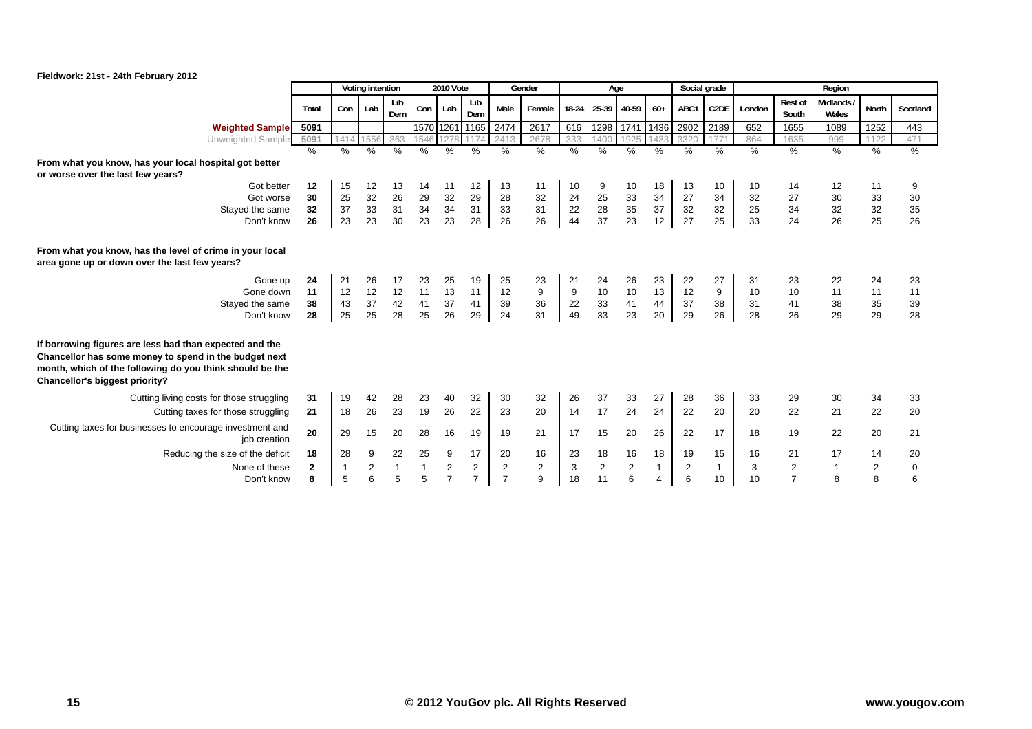Fieldwork: 21st - 24th February 2012

| | Total | Voting intention | | | 2010 Vote | | | Gender | | Age | | | | Social grade | | Region | | | | |
|---|---|---|---|---|---|---|---|---|---|---|---|---|---|---|---|---|---|---|---|---|
| | | Con | Lab | Lib Dem | Con | Lab | Lib Dem | Male | Female | 18-24 | 25-39 | 40-59 | 60+ | ABC1 | C2DE | London | Rest of South | Midlands / Wales | North | Scotland |
| **Weighted Sample** | 5091 | | | | 1570 | 1261 | 1165 | 2474 | 2617 | 616 | 1298 | 1741 | 1436 | 2902 | 2189 | 652 | 1655 | 1089 | 1252 | 443 |
| Unweighted Sample | 5091 | 1414 | 1556 | 363 | 1546 | 1278 | 1174 | 2413 | 2678 | 333 | 1400 | 1925 | 1433 | 3320 | 1771 | 864 | 1635 | 999 | 1122 | 471 |
| | % | % | % | % | % | % | % | % | % | % | % | % | % | % | % | % | % | % | % | % |
| **From what you know, has your local hospital got better or worse over the last few years?** | | | | | | | | | | | | | | | | | | | | |
| Got better | **12** | 15 | 12 | 13 | 14 | 11 | 12 | 13 | 11 | 10 | 9 | 10 | 18 | 13 | 10 | 10 | 14 | 12 | 11 | 9 |
| Got worse | **30** | 25 | 32 | 26 | 29 | 32 | 29 | 28 | 32 | 24 | 25 | 33 | 34 | 27 | 34 | 32 | 27 | 30 | 33 | 30 |
| Stayed the same | **32** | 37 | 33 | 31 | 34 | 34 | 31 | 33 | 31 | 22 | 28 | 35 | 37 | 32 | 32 | 25 | 34 | 32 | 32 | 35 |
| Don't know | **26** | 23 | 23 | 30 | 23 | 23 | 28 | 26 | 26 | 44 | 37 | 23 | 12 | 27 | 25 | 33 | 24 | 26 | 25 | 26 |
| **From what you know, has the level of crime in your local area gone up or down over the last few years?** | | | | | | | | | | | | | | | | | | | | |
| Gone up | **24** | 21 | 26 | 17 | 23 | 25 | 19 | 25 | 23 | 21 | 24 | 26 | 23 | 22 | 27 | 31 | 23 | 22 | 24 | 23 |
| Gone down | **11** | 12 | 12 | 12 | 11 | 13 | 11 | 12 | 9 | 9 | 10 | 10 | 13 | 12 | 9 | 10 | 10 | 11 | 11 | 11 |
| Stayed the same | **38** | 43 | 37 | 42 | 41 | 37 | 41 | 39 | 36 | 22 | 33 | 41 | 44 | 37 | 38 | 31 | 41 | 38 | 35 | 39 |
| Don't know | **28** | 25 | 25 | 28 | 25 | 26 | 29 | 24 | 31 | 49 | 33 | 23 | 20 | 29 | 26 | 28 | 26 | 29 | 29 | 28 |
| **If borrowing figures are less bad than expected and the Chancellor has some money to spend in the budget next month, which of the following do you think should be the Chancellor's biggest priority?** | | | | | | | | | | | | | | | | | | | | |
| Cutting living costs for those struggling | **31** | 19 | 42 | 28 | 23 | 40 | 32 | 30 | 32 | 26 | 37 | 33 | 27 | 28 | 36 | 33 | 29 | 30 | 34 | 33 |
| Cutting taxes for those struggling | **21** | 18 | 26 | 23 | 19 | 26 | 22 | 23 | 20 | 14 | 17 | 24 | 24 | 22 | 20 | 20 | 22 | 21 | 22 | 20 |
| Cutting taxes for businesses to encourage investment and job creation | **20** | 29 | 15 | 20 | 28 | 16 | 19 | 19 | 21 | 17 | 15 | 20 | 26 | 22 | 17 | 18 | 19 | 22 | 20 | 21 |
| Reducing the size of the deficit | **18** | 28 | 9 | 22 | 25 | 9 | 17 | 20 | 16 | 23 | 18 | 16 | 18 | 19 | 15 | 16 | 21 | 17 | 14 | 20 |
| None of these | **2** | 1 | 2 | 1 | 1 | 2 | 2 | 2 | 2 | 3 | 2 | 2 | 1 | 2 | 1 | 3 | 2 | 1 | 2 | 0 |
| Don't know | **8** | 5 | 6 | 5 | 5 | 7 | 7 | 7 | 9 | 18 | 11 | 6 | 4 | 6 | 10 | 10 | 7 | 8 | 8 | 6 |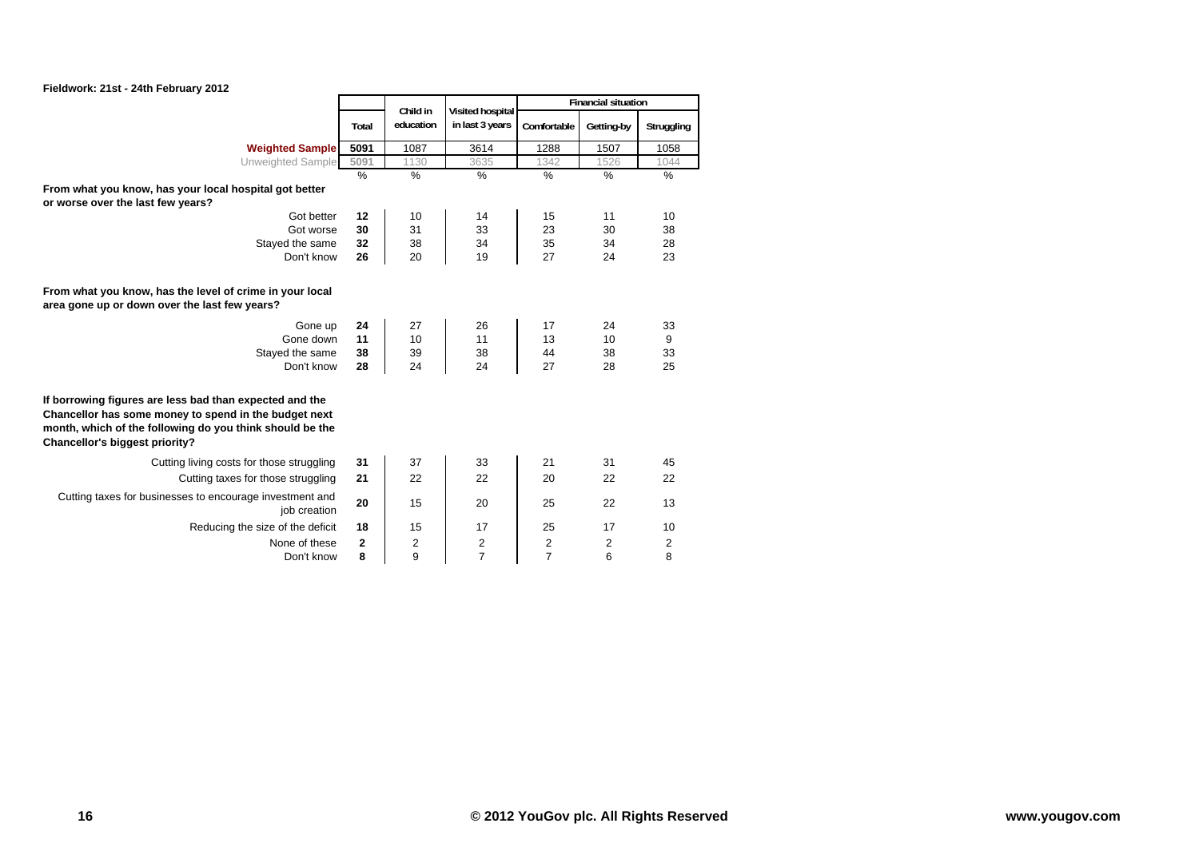Fieldwork: 21st - 24th February 2012

| | Total | Child in education | Visited hospital in last 3 years | Financial situation | | |
|---|---|---|---|---|---|---|
| | | | | Comfortable | Getting-by | Struggling |
| **Weighted Sample** | **5091** | 1087 | 3614 | 1288 | 1507 | 1058 |
| Unweighted Sample | **5091** | 1130 | 3635 | 1342 | 1526 | 1044 |
| | % | % | % | % | % | % |
| **From what you know, has your local hospital got better or worse over the last few years?** | | | | | | |
| Got better | **12** | 10 | 14 | 15 | 11 | 10 |
| Got worse | **30** | 31 | 33 | 23 | 30 | 38 |
| Stayed the same | **32** | 38 | 34 | 35 | 34 | 28 |
| Don't know | **26** | 20 | 19 | 27 | 24 | 23 |
| **From what you know, has the level of crime in your local area gone up or down over the last few years?** | | | | | | |
| Gone up | **24** | 27 | 26 | 17 | 24 | 33 |
| Gone down | **11** | 10 | 11 | 13 | 10 | 9 |
| Stayed the same | **38** | 39 | 38 | 44 | 38 | 33 |
| Don't know | **28** | 24 | 24 | 27 | 28 | 25 |
| **If borrowing figures are less bad than expected and the Chancellor has some money to spend in the budget next month, which of the following do you think should be the Chancellor's biggest priority?** | | | | | | |
| Cutting living costs for those struggling | **31** | 37 | 33 | 21 | 31 | 45 |
| Cutting taxes for those struggling | **21** | 22 | 22 | 20 | 22 | 22 |
| Cutting taxes for businesses to encourage investment and job creation | **20** | 15 | 20 | 25 | 22 | 13 |
| Reducing the size of the deficit | **18** | 15 | 17 | 25 | 17 | 10 |
| None of these | **2** | 2 | 2 | 2 | 2 | 2 |
| Don't know | **8** | 9 | 7 | 7 | 6 | 8 |

© 2012 YouGov plc. All Rights Reserved www.yougov.com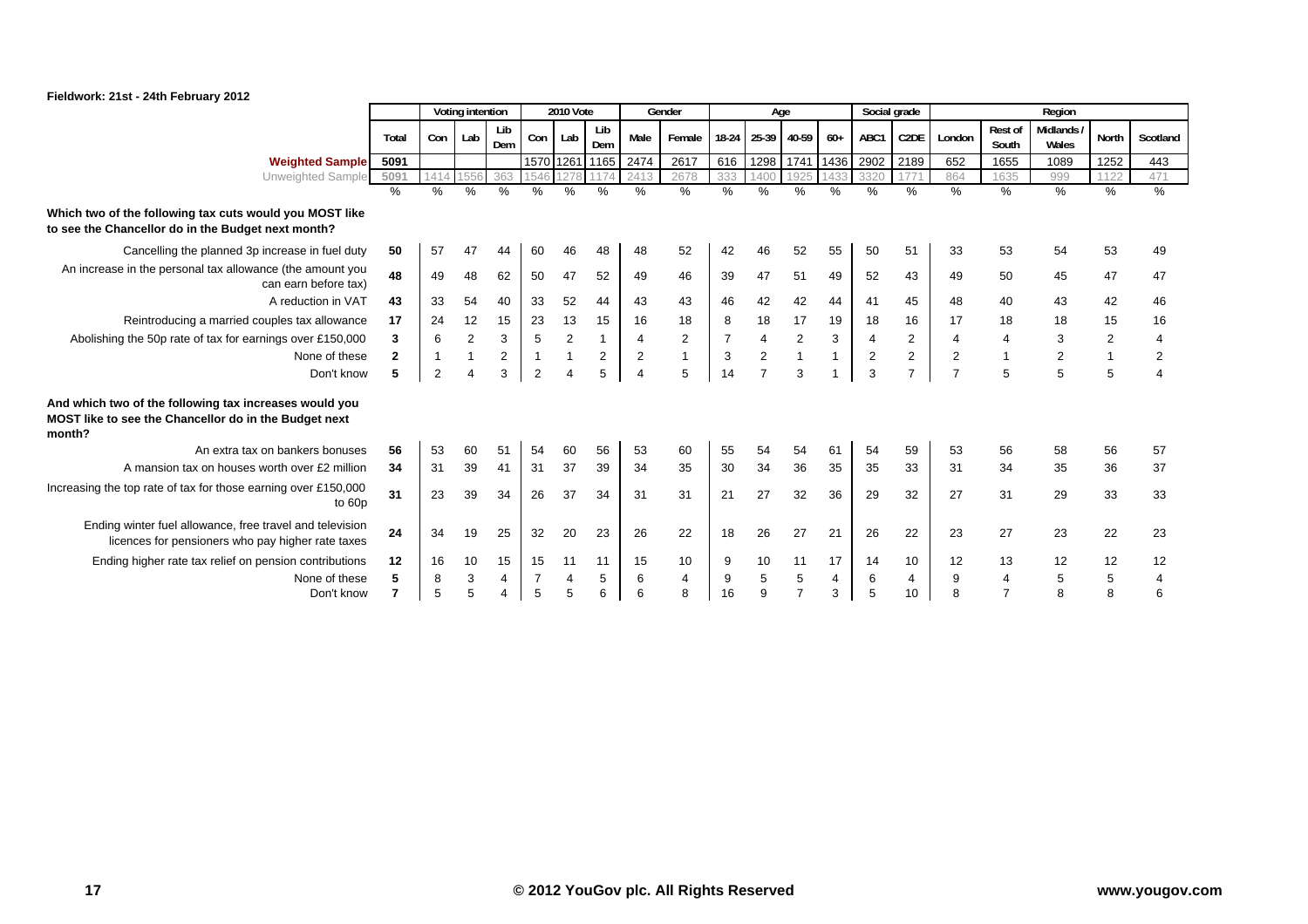Fieldwork: 21st - 24th February 2012

| | Total | Voting intention | | | 2010 Vote | | | Gender | | Age | | | | Social grade | | Region | | | | |
|---|---|---|---|---|---|---|---|---|---|---|---|---|---|---|---|---|---|---|---|---|
| | | Con | Lab | Lib Dem | Con | Lab | Lib Dem | Male | Female | 18-24 | 25-39 | 40-59 | 60+ | ABC1 | C2DE | London | Rest of South | Midlands / Wales | North | Scotland |
| **Weighted Sample** | 5091 | | | | 1570 | 1261 | 1165 | 2474 | 2617 | 616 | 1298 | 1741 | 1436 | 2902 | 2189 | 652 | 1655 | 1089 | 1252 | 443 |
| Unweighted Sample | 5091 | 1414 | 1556 | 363 | 1546 | 1278 | 1174 | 2413 | 2678 | 333 | 1400 | 1925 | 1433 | 3320 | 1771 | 864 | 1635 | 999 | 1122 | 471 |
| | % | % | % | % | % | % | % | % | % | % | % | % | % | % | % | % | % | % | % | % |
| **Which two of the following tax cuts would you MOST like to see the Chancellor do in the Budget next month?** | | | | | | | | | | | | | | | | | | | | |
| Cancelling the planned 3p increase in fuel duty | 50 | 57 | 47 | 44 | 60 | 46 | 48 | 48 | 52 | 42 | 46 | 52 | 55 | 50 | 51 | 33 | 53 | 54 | 53 | 49 |
| An increase in the personal tax allowance (the amount you can earn before tax) | 48 | 49 | 48 | 62 | 50 | 47 | 52 | 49 | 46 | 39 | 47 | 51 | 49 | 52 | 43 | 49 | 50 | 45 | 47 | 47 |
| A reduction in VAT | 43 | 33 | 54 | 40 | 33 | 52 | 44 | 43 | 43 | 46 | 42 | 42 | 44 | 41 | 45 | 48 | 40 | 43 | 42 | 46 |
| Reintroducing a married couples tax allowance | 17 | 24 | 12 | 15 | 23 | 13 | 15 | 16 | 18 | 8 | 18 | 17 | 19 | 18 | 16 | 17 | 18 | 18 | 15 | 16 |
| Abolishing the 50p rate of tax for earnings over £150,000 | 3 | 6 | 2 | 3 | 5 | 2 | 1 | 4 | 2 | 7 | 4 | 2 | 3 | 4 | 2 | 4 | 4 | 3 | 2 | 4 |
| None of these | 2 | 1 | 1 | 2 | 1 | 1 | 2 | 2 | 1 | 3 | 2 | 1 | 1 | 2 | 2 | 2 | 1 | 2 | 1 | 2 |
| Don't know | 5 | 2 | 4 | 3 | 2 | 4 | 5 | 4 | 5 | 14 | 7 | 3 | 1 | 3 | 7 | 7 | 5 | 5 | 5 | 4 |
| **And which two of the following tax increases would you MOST like to see the Chancellor do in the Budget next month?** | | | | | | | | | | | | | | | | | | | | |
| An extra tax on bankers bonuses | 56 | 53 | 60 | 51 | 54 | 60 | 56 | 53 | 60 | 55 | 54 | 54 | 61 | 54 | 59 | 53 | 56 | 58 | 56 | 57 |
| A mansion tax on houses worth over £2 million | 34 | 31 | 39 | 41 | 31 | 37 | 39 | 34 | 35 | 30 | 34 | 36 | 35 | 35 | 33 | 31 | 34 | 35 | 36 | 37 |
| Increasing the top rate of tax for those earning over £150,000 to 60p | 31 | 23 | 39 | 34 | 26 | 37 | 34 | 31 | 31 | 21 | 27 | 32 | 36 | 29 | 32 | 27 | 31 | 29 | 33 | 33 |
| Ending winter fuel allowance, free travel and television licences for pensioners who pay higher rate taxes | 24 | 34 | 19 | 25 | 32 | 20 | 23 | 26 | 22 | 18 | 26 | 27 | 21 | 26 | 22 | 23 | 27 | 23 | 22 | 23 |
| Ending higher rate tax relief on pension contributions | 12 | 16 | 10 | 15 | 15 | 11 | 11 | 15 | 10 | 9 | 10 | 11 | 17 | 14 | 10 | 12 | 13 | 12 | 12 | 12 |
| None of these | 5 | 8 | 3 | 4 | 7 | 4 | 5 | 6 | 4 | 9 | 5 | 5 | 4 | 6 | 4 | 9 | 4 | 5 | 5 | 4 |
| Don't know | 7 | 5 | 5 | 4 | 5 | 5 | 6 | 6 | 8 | 16 | 9 | 7 | 3 | 5 | 10 | 8 | 7 | 8 | 8 | 6 |

© 2012 YouGov plc. All Rights Reserved

www.yougov.com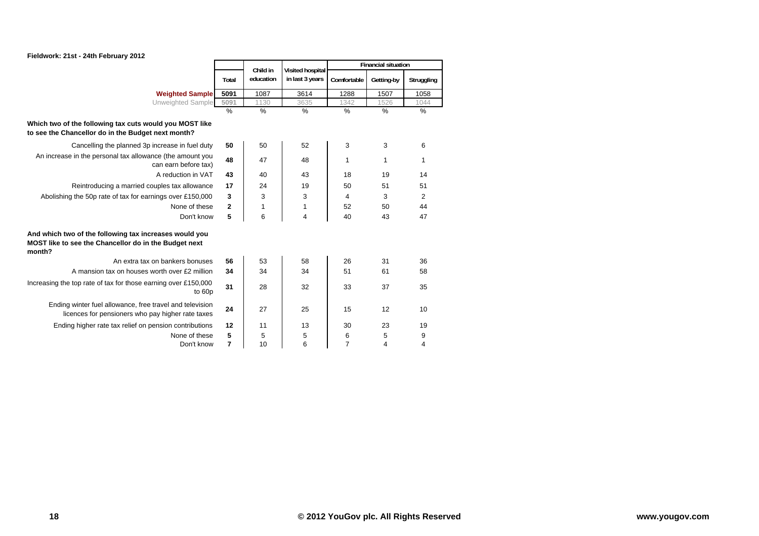Fieldwork: 21st - 24th February 2012

| | Total | Child in education | Visited hospital in last 3 years | Financial situation | | |
|---|---|---|---|---|---|---|
| | | | | Comfortable | Getting-by | Struggling |
| Weighted Sample | 5091 | 1087 | 3614 | 1288 | 1507 | 1058 |
| Unweighted Sample | 5091 | 1130 | 3635 | 1342 | 1526 | 1044 |
| | % | % | % | % | % | % |
| **Which two of the following tax cuts would you MOST like to see the Chancellor do in the Budget next month?** | | | | | | |
| Cancelling the planned 3p increase in fuel duty | **50** | 50 | 52 | 3 | 3 | 6 |
| An increase in the personal tax allowance (the amount you can earn before tax) | **48** | 47 | 48 | 1 | 1 | 1 |
| A reduction in VAT | **43** | 40 | 43 | 18 | 19 | 14 |
| Reintroducing a married couples tax allowance | **17** | 24 | 19 | 50 | 51 | 51 |
| Abolishing the 50p rate of tax for earnings over £150,000 | **3** | 3 | 3 | 4 | 3 | 2 |
| None of these | **2** | 1 | 1 | 52 | 50 | 44 |
| Don't know | **5** | 6 | 4 | 40 | 43 | 47 |
| **And which two of the following tax increases would you MOST like to see the Chancellor do in the Budget next month?** | | | | | | |
| An extra tax on bankers bonuses | **56** | 53 | 58 | 26 | 31 | 36 |
| A mansion tax on houses worth over £2 million | **34** | 34 | 34 | 51 | 61 | 58 |
| Increasing the top rate of tax for those earning over £150,000 to 60p | **31** | 28 | 32 | 33 | 37 | 35 |
| Ending winter fuel allowance, free travel and television licences for pensioners who pay higher rate taxes | **24** | 27 | 25 | 15 | 12 | 10 |
| Ending higher rate tax relief on pension contributions | **12** | 11 | 13 | 30 | 23 | 19 |
| None of these | **5** | 5 | 5 | 6 | 5 | 9 |
| Don't know | **7** | 10 | 6 | 7 | 4 | 4 |